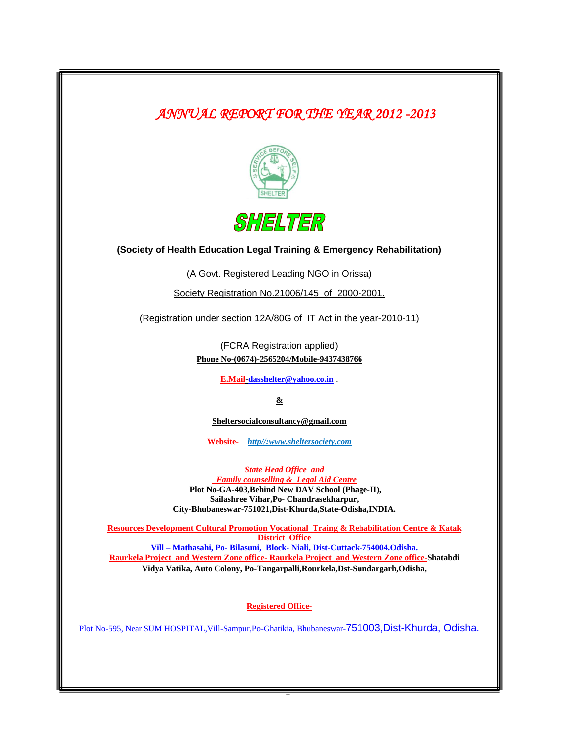# *ANNUAL REPORT FOR THE YEAR 2012 -2013*

# SHELTER

**(Society of Health Education Legal Training & Emergency Rehabilitation)**

(A Govt. Registered Leading NGO in Orissa)

Society Registration No.21006/145 of 2000-2001.

(Registration under section 12A/80G of IT Act in the year-2010-11)

(FCRA Registration applied)

**Phone No-(0674)-2565204/Mobile-9437438766**

**E.Mail-dasshelter@yahoo.co.in** .

**&**

**Sheltersocialconsultancy@gmail.com**

**Website-** ***http//:www.sheltersociety.com***

***State Head Office and***
***Family counselling & Legal Aid Centre***
**Plot No-GA-403,Behind New DAV School (Phage-II),**
**Sailashree Vihar,Po- Chandrasekharpur,**
**City-Bhubaneswar-751021,Dist-Khurda,State-Odisha,INDIA.**

**Resources Development Cultural Promotion Vocational Traing & Rehabilitation Centre & Katak District Office**
**Vill – Mathasahi, Po- Bilasuni, Block- Niali, Dist-Cuttack-754004.Odisha.**
**Raurkela Project and Western Zone office- Raurkela Project and Western Zone office-Shatabdi Vidya Vatika, Auto Colony, Po-Tangarpalli,Rourkela,Dst-Sundargarh,Odisha,**

**Registered Office-**

Plot No-595, Near SUM HOSPITAL,Vill-Sampur,Po-Ghatikia, Bhubaneswar-751003,Dist-Khurda, Odisha.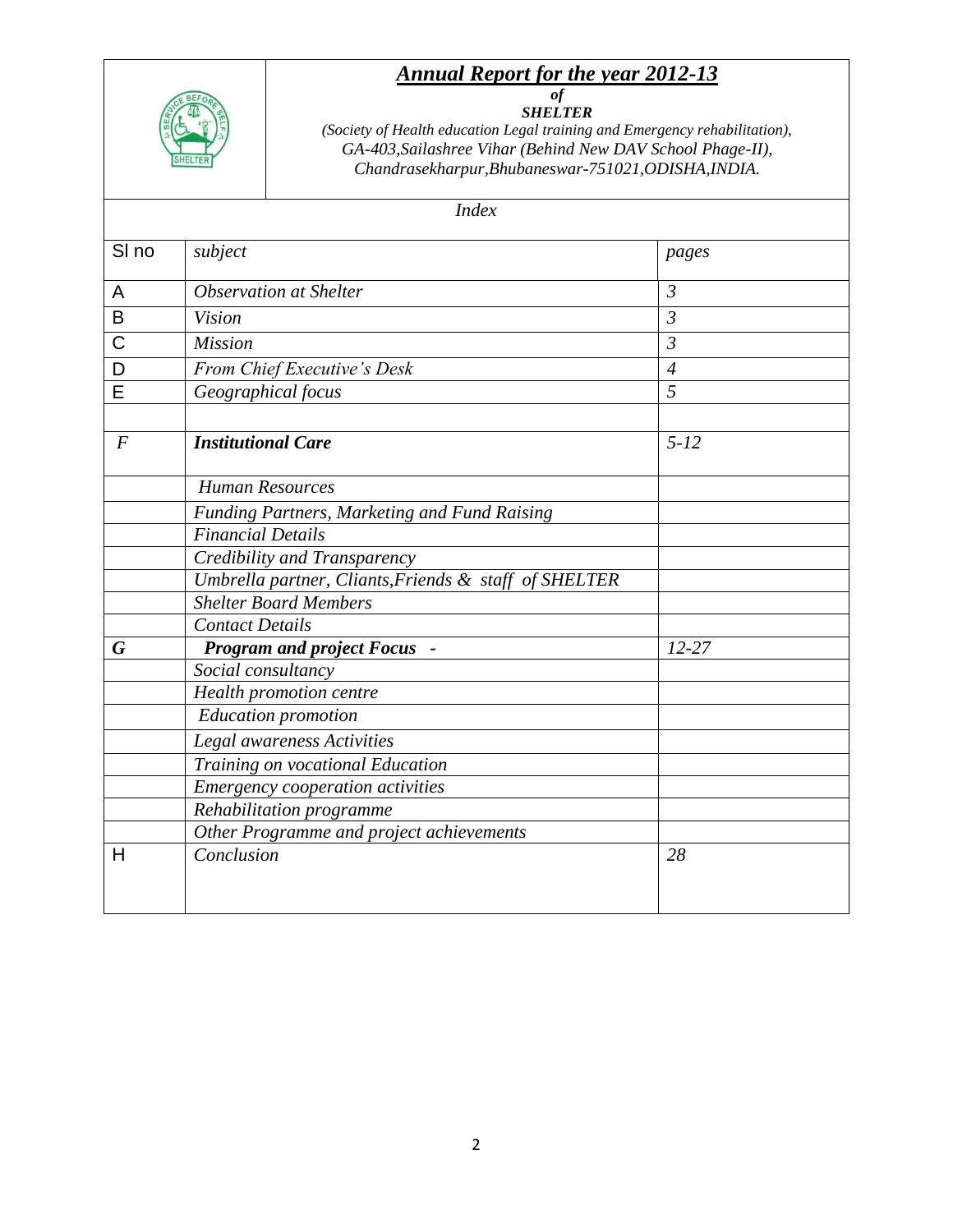# *Annual Report for the year 2012-13*

***of***

***SHELTER***

*(Society of Health education Legal training and Emergency rehabilitation),*
*GA-403,Sailashree Vihar (Behind New DAV School Phage-II),*
*Chandrasekharpur,Bhubaneswar-751021,ODISHA,INDIA.*

*Index*

| Sl no | *subject* | *pages* |
|---|---|---|
| A | *Observation at Shelter* | *3* |
| B | *Vision* | *3* |
| C | *Mission* | *3* |
| D | *From Chief Executive's Desk* | *4* |
| E | *Geographical focus* | *5* |
| | | |
| *F* | ***Institutional Care*** | *5-12* |
| | *Human Resources* | |
| | *Funding Partners, Marketing and Fund Raising* | |
| | *Financial Details* | |
| | *Credibility and Transparency* | |
| | *Umbrella partner, Cliants,Friends & staff of SHELTER* | |
| | *Shelter Board Members* | |
| | *Contact Details* | |
| ***G*** | ***Program and project Focus -*** | *12-27* |
| | *Social consultancy* | |
| | *Health promotion centre* | |
| | *Education promotion* | |
| | *Legal awareness Activities* | |
| | *Training on vocational Education* | |
| | *Emergency cooperation activities* | |
| | *Rehabilitation programme* | |
| | *Other Programme and project achievements* | |
| H | *Conclusion* | *28* |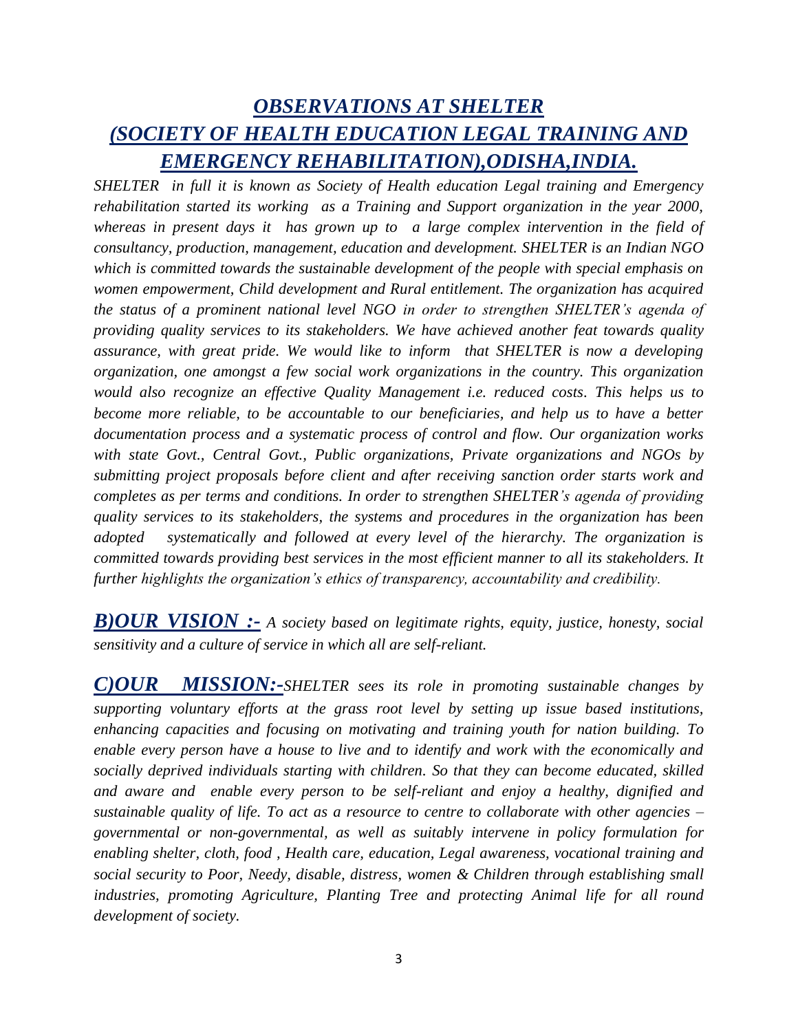# *OBSERVATIONS AT SHELTER (SOCIETY OF HEALTH EDUCATION LEGAL TRAINING AND EMERGENCY REHABILITATION),ODISHA,INDIA.*

*SHELTER in full it is known as Society of Health education Legal training and Emergency rehabilitation started its working as a Training and Support organization in the year 2000, whereas in present days it has grown up to a large complex intervention in the field of consultancy, production, management, education and development. SHELTER is an Indian NGO which is committed towards the sustainable development of the people with special emphasis on women empowerment, Child development and Rural entitlement. The organization has acquired the status of a prominent national level NGO in order to strengthen SHELTER's agenda of providing quality services to its stakeholders. We have achieved another feat towards quality assurance, with great pride. We would like to inform that SHELTER is now a developing organization, one amongst a few social work organizations in the country. This organization would also recognize an effective Quality Management i.e. reduced costs. This helps us to become more reliable, to be accountable to our beneficiaries, and help us to have a better documentation process and a systematic process of control and flow. Our organization works with state Govt., Central Govt., Public organizations, Private organizations and NGOs by submitting project proposals before client and after receiving sanction order starts work and completes as per terms and conditions. In order to strengthen SHELTER's agenda of providing quality services to its stakeholders, the systems and procedures in the organization has been adopted systematically and followed at every level of the hierarchy. The organization is committed towards providing best services in the most efficient manner to all its stakeholders. It further highlights the organization's ethics of transparency, accountability and credibility.*

***B)OUR VISION :-*** *A society based on legitimate rights, equity, justice, honesty, social sensitivity and a culture of service in which all are self-reliant.*

***C)OUR MISSION:-*** *SHELTER sees its role in promoting sustainable changes by supporting voluntary efforts at the grass root level by setting up issue based institutions, enhancing capacities and focusing on motivating and training youth for nation building. To enable every person have a house to live and to identify and work with the economically and socially deprived individuals starting with children. So that they can become educated, skilled and aware and enable every person to be self-reliant and enjoy a healthy, dignified and sustainable quality of life. To act as a resource to centre to collaborate with other agencies – governmental or non-governmental, as well as suitably intervene in policy formulation for enabling shelter, cloth, food , Health care, education, Legal awareness, vocational training and social security to Poor, Needy, disable, distress, women & Children through establishing small industries, promoting Agriculture, Planting Tree and protecting Animal life for all round development of society.*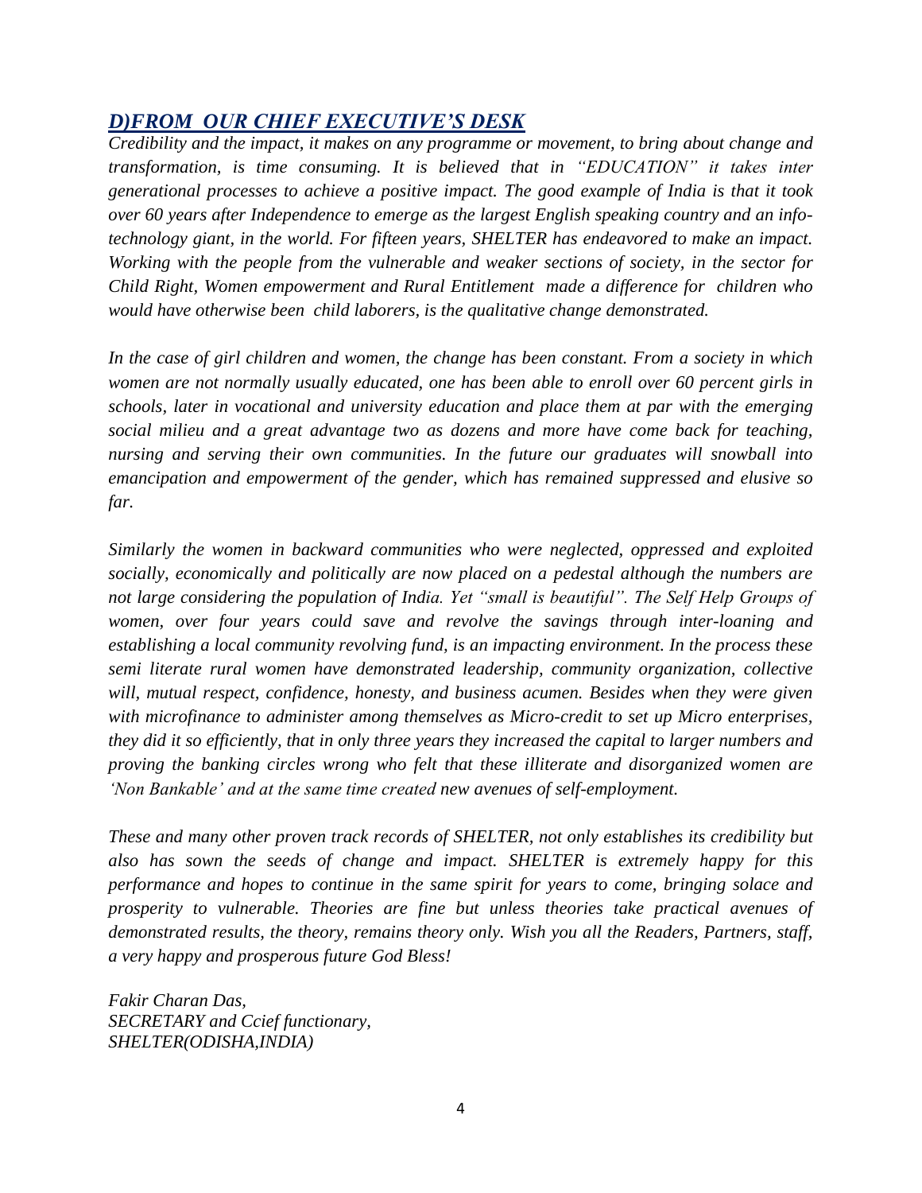## *D)FROM OUR CHIEF EXECUTIVE'S DESK*

*Credibility and the impact, it makes on any programme or movement, to bring about change and transformation, is time consuming. It is believed that in "EDUCATION" it takes inter generational processes to achieve a positive impact. The good example of India is that it took over 60 years after Independence to emerge as the largest English speaking country and an info-technology giant, in the world. For fifteen years, SHELTER has endeavored to make an impact. Working with the people from the vulnerable and weaker sections of society, in the sector for Child Right, Women empowerment and Rural Entitlement made a difference for children who would have otherwise been child laborers, is the qualitative change demonstrated.*

*In the case of girl children and women, the change has been constant. From a society in which women are not normally usually educated, one has been able to enroll over 60 percent girls in schools, later in vocational and university education and place them at par with the emerging social milieu and a great advantage two as dozens and more have come back for teaching, nursing and serving their own communities. In the future our graduates will snowball into emancipation and empowerment of the gender, which has remained suppressed and elusive so far.*

*Similarly the women in backward communities who were neglected, oppressed and exploited socially, economically and politically are now placed on a pedestal although the numbers are not large considering the population of India. Yet "small is beautiful". The Self Help Groups of women, over four years could save and revolve the savings through inter-loaning and establishing a local community revolving fund, is an impacting environment. In the process these semi literate rural women have demonstrated leadership, community organization, collective will, mutual respect, confidence, honesty, and business acumen. Besides when they were given with microfinance to administer among themselves as Micro-credit to set up Micro enterprises, they did it so efficiently, that in only three years they increased the capital to larger numbers and proving the banking circles wrong who felt that these illiterate and disorganized women are 'Non Bankable' and at the same time created new avenues of self-employment.*

*These and many other proven track records of SHELTER, not only establishes its credibility but also has sown the seeds of change and impact. SHELTER is extremely happy for this performance and hopes to continue in the same spirit for years to come, bringing solace and prosperity to vulnerable. Theories are fine but unless theories take practical avenues of demonstrated results, the theory, remains theory only. Wish you all the Readers, Partners, staff, a very happy and prosperous future God Bless!*

*Fakir Charan Das,*
*SECRETARY and Ccief functionary,*
*SHELTER(ODISHA,INDIA)*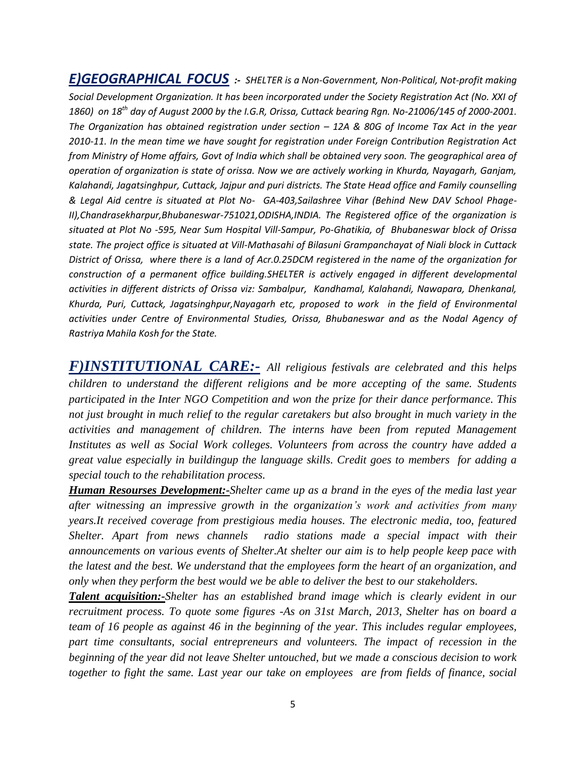***E)GEOGRAPHICAL FOCUS*** ***:-*** *SHELTER is a Non-Government, Non-Political, Not-profit making Social Development Organization. It has been incorporated under the Society Registration Act (No. XXI of 1860) on 18th day of August 2000 by the I.G.R, Orissa, Cuttack bearing Rgn. No-21006/145 of 2000-2001. The Organization has obtained registration under section – 12A & 80G of Income Tax Act in the year 2010-11. In the mean time we have sought for registration under Foreign Contribution Registration Act from Ministry of Home affairs, Govt of India which shall be obtained very soon. The geographical area of operation of organization is state of orissa. Now we are actively working in Khurda, Nayagarh, Ganjam, Kalahandi, Jagatsinghpur, Cuttack, Jajpur and puri districts. The State Head office and Family counselling & Legal Aid centre is situated at Plot No- GA-403,Sailashree Vihar (Behind New DAV School Phage-II),Chandrasekharpur,Bhubaneswar-751021,ODISHA,INDIA. The Registered office of the organization is situated at Plot No -595, Near Sum Hospital Vill-Sampur, Po-Ghatikia, of Bhubaneswar block of Orissa state. The project office is situated at Vill-Mathasahi of Bilasuni Grampanchayat of Niali block in Cuttack District of Orissa, where there is a land of Acr.0.25DCM registered in the name of the organization for construction of a permanent office building.SHELTER is actively engaged in different developmental activities in different districts of Orissa viz: Sambalpur, Kandhamal, Kalahandi, Nawapara, Dhenkanal, Khurda, Puri, Cuttack, Jagatsinghpur,Nayagarh etc, proposed to work in the field of Environmental activities under Centre of Environmental Studies, Orissa, Bhubaneswar and as the Nodal Agency of Rastriya Mahila Kosh for the State.*

***F)INSTITUTIONAL CARE:-*** *All religious festivals are celebrated and this helps children to understand the different religions and be more accepting of the same. Students participated in the Inter NGO Competition and won the prize for their dance performance. This not just brought in much relief to the regular caretakers but also brought in much variety in the activities and management of children. The interns have been from reputed Management Institutes as well as Social Work colleges. Volunteers from across the country have added a great value especially in buildingup the language skills. Credit goes to members for adding a special touch to the rehabilitation process.*

***Human Resourses Development:-****Shelter came up as a brand in the eyes of the media last year after witnessing an impressive growth in the organization's work and activities from many years.It received coverage from prestigious media houses. The electronic media, too, featured Shelter. Apart from news channels radio stations made a special impact with their announcements on various events of Shelter.At shelter our aim is to help people keep pace with the latest and the best. We understand that the employees form the heart of an organization, and only when they perform the best would we be able to deliver the best to our stakeholders.*

***Talent acquisition:-****Shelter has an established brand image which is clearly evident in our recruitment process. To quote some figures -As on 31st March, 2013, Shelter has on board a team of 16 people as against 46 in the beginning of the year. This includes regular employees, part time consultants, social entrepreneurs and volunteers. The impact of recession in the beginning of the year did not leave Shelter untouched, but we made a conscious decision to work together to fight the same. Last year our take on employees are from fields of finance, social*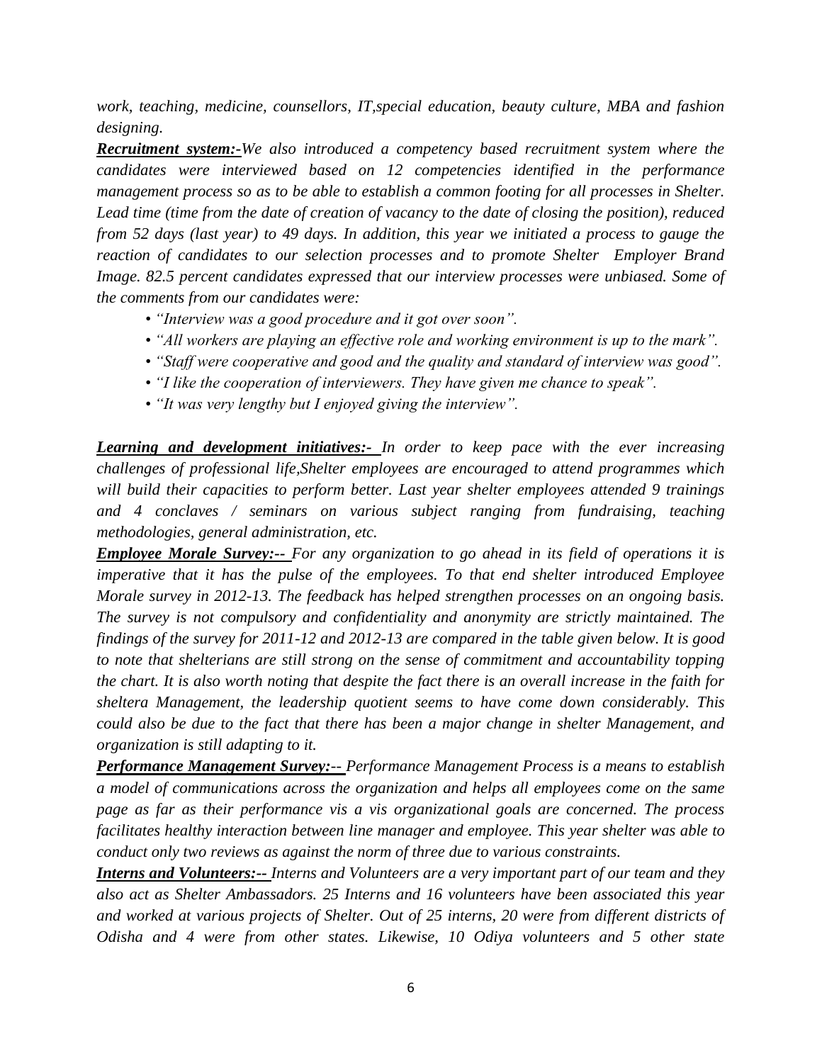*work, teaching, medicine, counsellors, IT,special education, beauty culture, MBA and fashion designing.*

***Recruitment system:-****We also introduced a competency based recruitment system where the candidates were interviewed based on 12 competencies identified in the performance management process so as to be able to establish a common footing for all processes in Shelter. Lead time (time from the date of creation of vacancy to the date of closing the position), reduced from 52 days (last year) to 49 days. In addition, this year we initiated a process to gauge the reaction of candidates to our selection processes and to promote Shelter Employer Brand Image. 82.5 percent candidates expressed that our interview processes were unbiased. Some of the comments from our candidates were:*

- *"Interview was a good procedure and it got over soon".*
- *"All workers are playing an effective role and working environment is up to the mark".*
- *"Staff were cooperative and good and the quality and standard of interview was good".*
- *"I like the cooperation of interviewers. They have given me chance to speak".*
- *"It was very lengthy but I enjoyed giving the interview".*

***Learning and development initiatives:-*** *In order to keep pace with the ever increasing challenges of professional life,Shelter employees are encouraged to attend programmes which will build their capacities to perform better. Last year shelter employees attended 9 trainings and 4 conclaves / seminars on various subject ranging from fundraising, teaching methodologies, general administration, etc.*

***Employee Morale Survey:--*** *For any organization to go ahead in its field of operations it is imperative that it has the pulse of the employees. To that end shelter introduced Employee Morale survey in 2012-13. The feedback has helped strengthen processes on an ongoing basis. The survey is not compulsory and confidentiality and anonymity are strictly maintained. The findings of the survey for 2011-12 and 2012-13 are compared in the table given below. It is good to note that shelterians are still strong on the sense of commitment and accountability topping the chart. It is also worth noting that despite the fact there is an overall increase in the faith for sheltera Management, the leadership quotient seems to have come down considerably. This could also be due to the fact that there has been a major change in shelter Management, and organization is still adapting to it.*

***Performance Management Survey:--*** *Performance Management Process is a means to establish a model of communications across the organization and helps all employees come on the same page as far as their performance vis a vis organizational goals are concerned. The process facilitates healthy interaction between line manager and employee. This year shelter was able to conduct only two reviews as against the norm of three due to various constraints.*

***Interns and Volunteers:--*** *Interns and Volunteers are a very important part of our team and they also act as Shelter Ambassadors. 25 Interns and 16 volunteers have been associated this year and worked at various projects of Shelter. Out of 25 interns, 20 were from different districts of Odisha and 4 were from other states. Likewise, 10 Odiya volunteers and 5 other state*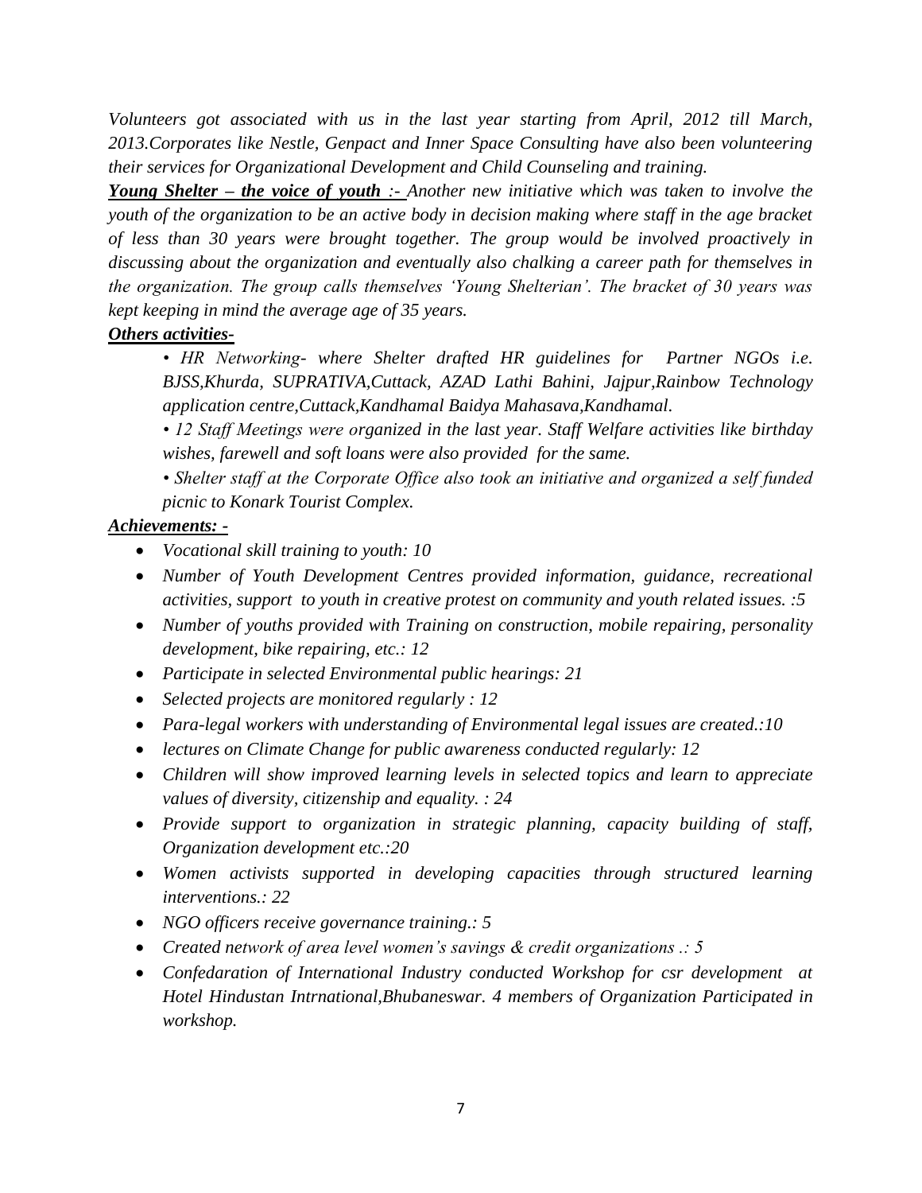*Volunteers got associated with us in the last year starting from April, 2012 till March, 2013.Corporates like Nestle, Genpact and Inner Space Consulting have also been volunteering their services for Organizational Development and Child Counseling and training.*

***Young Shelter – the voice of youth :-*** *Another new initiative which was taken to involve the youth of the organization to be an active body in decision making where staff in the age bracket of less than 30 years were brought together. The group would be involved proactively in discussing about the organization and eventually also chalking a career path for themselves in the organization. The group calls themselves 'Young Shelterian'. The bracket of 30 years was kept keeping in mind the average age of 35 years.*

***Others activities-***

*• HR Networking- where Shelter drafted HR guidelines for Partner NGOs i.e. BJSS,Khurda, SUPRATIVA,Cuttack, AZAD Lathi Bahini, Jajpur,Rainbow Technology application centre,Cuttack,Kandhamal Baidya Mahasava,Kandhamal.*

*• 12 Staff Meetings were organized in the last year. Staff Welfare activities like birthday wishes, farewell and soft loans were also provided for the same.*

*• Shelter staff at the Corporate Office also took an initiative and organized a self funded picnic to Konark Tourist Complex.*

***Achievements: -***

- *Vocational skill training to youth: 10*
- *Number of Youth Development Centres provided information, guidance, recreational activities, support to youth in creative protest on community and youth related issues. :5*
- *Number of youths provided with Training on construction, mobile repairing, personality development, bike repairing, etc.: 12*
- *Participate in selected Environmental public hearings: 21*
- *Selected projects are monitored regularly : 12*
- *Para-legal workers with understanding of Environmental legal issues are created.:10*
- *lectures on Climate Change for public awareness conducted regularly: 12*
- *Children will show improved learning levels in selected topics and learn to appreciate values of diversity, citizenship and equality. : 24*
- *Provide support to organization in strategic planning, capacity building of staff, Organization development etc.:20*
- *Women activists supported in developing capacities through structured learning interventions.: 22*
- *NGO officers receive governance training.: 5*
- *Created network of area level women's savings & credit organizations .: 5*
- *Confedaration of International Industry conducted Workshop for csr development at Hotel Hindustan Intrnational,Bhubaneswar. 4 members of Organization Participated in workshop.*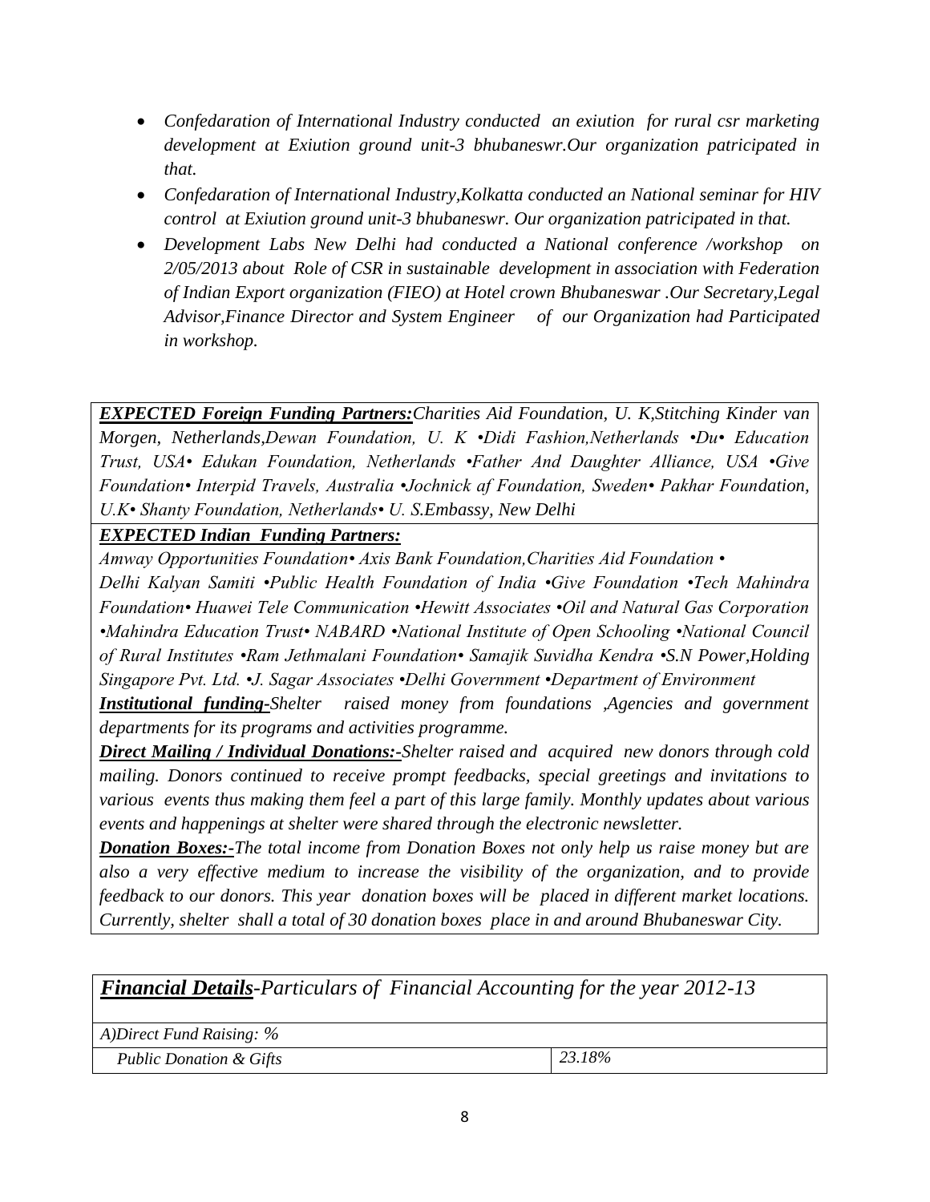- *Confedaration of International Industry conducted an exiution for rural csr marketing development at Exiution ground unit-3 bhubaneswr.Our organization patricipated in that.*
- *Confedaration of International Industry,Kolkatta conducted an National seminar for HIV control at Exiution ground unit-3 bhubaneswr. Our organization patricipated in that.*
- *Development Labs New Delhi had conducted a National conference /workshop on 2/05/2013 about Role of CSR in sustainable development in association with Federation of Indian Export organization (FIEO) at Hotel crown Bhubaneswar .Our Secretary,Legal Advisor,Finance Director and System Engineer of our Organization had Participated in workshop.*

***EXPECTED Foreign Funding Partners:*** *Charities Aid Foundation, U. K,Stitching Kinder van Morgen, Netherlands,Dewan Foundation, U. K •Didi Fashion,Netherlands •Du• Education Trust, USA• Edukan Foundation, Netherlands •Father And Daughter Alliance, USA •Give Foundation• Interpid Travels, Australia •Jochnick af Foundation, Sweden• Pakhar Foundation, U.K• Shanty Foundation, Netherlands• U. S.Embassy, New Delhi*

***EXPECTED Indian Funding Partners:***

*Amway Opportunities Foundation• Axis Bank Foundation,Charities Aid Foundation • Delhi Kalyan Samiti •Public Health Foundation of India •Give Foundation •Tech Mahindra Foundation• Huawei Tele Communication •Hewitt Associates •Oil and Natural Gas Corporation •Mahindra Education Trust• NABARD •National Institute of Open Schooling •National Council of Rural Institutes •Ram Jethmalani Foundation• Samajik Suvidha Kendra •S.N Power,Holding Singapore Pvt. Ltd. •J. Sagar Associates •Delhi Government •Department of Environment*

***Institutional funding-*** *Shelter raised money from foundations ,Agencies and government departments for its programs and activities programme.*

***Direct Mailing / Individual Donations:-*** *Shelter raised and acquired new donors through cold mailing. Donors continued to receive prompt feedbacks, special greetings and invitations to various events thus making them feel a part of this large family. Monthly updates about various events and happenings at shelter were shared through the electronic newsletter.*

***Donation Boxes:-*** *The total income from Donation Boxes not only help us raise money but are also a very effective medium to increase the visibility of the organization, and to provide feedback to our donors. This year donation boxes will be placed in different market locations. Currently, shelter shall a total of 30 donation boxes place in and around Bhubaneswar City.*

***Financial Details*** *-Particulars of Financial Accounting for the year 2012-13*

| *A)Direct Fund Raising: %* | |
|---|---|
| *Public Donation & Gifts* | *23.18%* |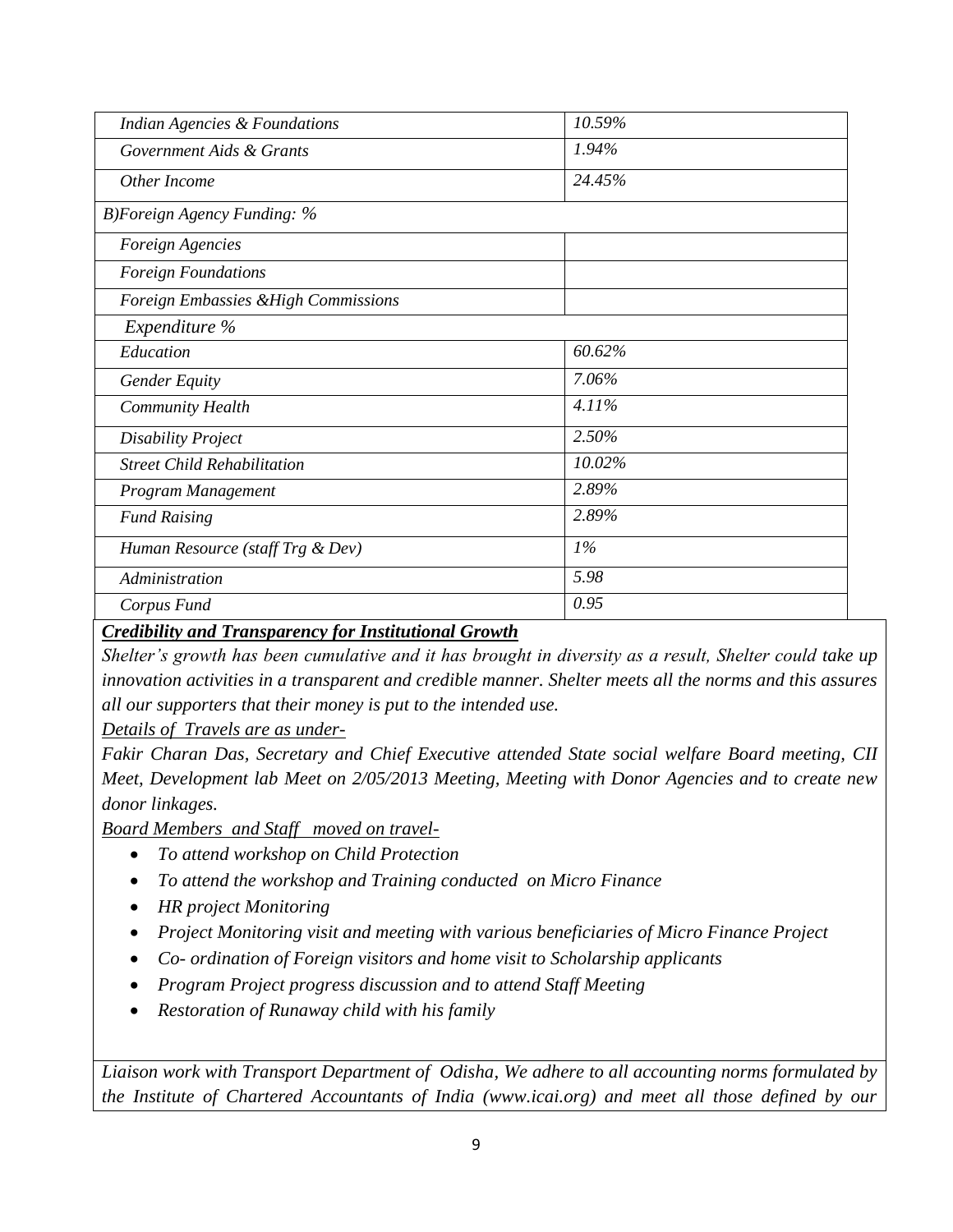| | |
|---|---|
| *Indian Agencies & Foundations* | *10.59%* |
| *Government Aids & Grants* | *1.94%* |
| *Other Income* | *24.45%* |
| *B)Foreign Agency Funding: %* | |
| *Foreign Agencies* | |
| *Foreign Foundations* | |
| *Foreign Embassies &High Commissions* | |
| *Expenditure %* | |
| *Education* | *60.62%* |
| *Gender Equity* | *7.06%* |
| *Community Health* | *4.11%* |
| *Disability Project* | *2.50%* |
| *Street Child Rehabilitation* | *10.02%* |
| *Program Management* | *2.89%* |
| *Fund Raising* | *2.89%* |
| *Human Resource (staff Trg & Dev)* | *1%* |
| *Administration* | *5.98* |
| *Corpus Fund* | *0.95* |

***Credibility and Transparency for Institutional Growth***

*Shelter's growth has been cumulative and it has brought in diversity as a result, Shelter could take up innovation activities in a transparent and credible manner. Shelter meets all the norms and this assures all our supporters that their money is put to the intended use.*

*Details of Travels are as under-*

*Fakir Charan Das, Secretary and Chief Executive attended State social welfare Board meeting, CII Meet, Development lab Meet on 2/05/2013 Meeting, Meeting with Donor Agencies and to create new donor linkages.*

*Board Members and Staff moved on travel-*

- *To attend workshop on Child Protection*
- *To attend the workshop and Training conducted on Micro Finance*
- *HR project Monitoring*
- *Project Monitoring visit and meeting with various beneficiaries of Micro Finance Project*
- *Co- ordination of Foreign visitors and home visit to Scholarship applicants*
- *Program Project progress discussion and to attend Staff Meeting*
- *Restoration of Runaway child with his family*

*Liaison work with Transport Department of Odisha, We adhere to all accounting norms formulated by the Institute of Chartered Accountants of India (www.icai.org) and meet all those defined by our*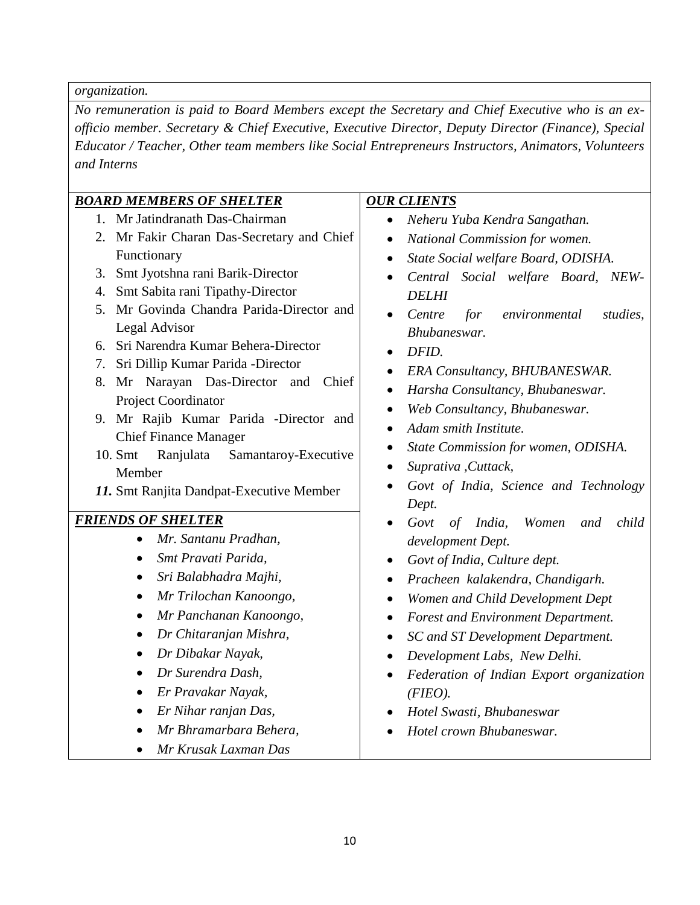*organization.*

*No remuneration is paid to Board Members except the Secretary and Chief Executive who is an ex-officio member. Secretary & Chief Executive, Executive Director, Deputy Director (Finance), Special Educator / Teacher, Other team members like Social Entrepreneurs Instructors, Animators, Volunteers and Interns*

***BOARD MEMBERS OF SHELTER***

1. Mr Jatindranath Das-Chairman
2. Mr Fakir Charan Das-Secretary and Chief Functionary
3. Smt Jyotshna rani Barik-Director
4. Smt Sabita rani Tipathy-Director
5. Mr Govinda Chandra Parida-Director and Legal Advisor
6. Sri Narendra Kumar Behera-Director
7. Sri Dillip Kumar Parida -Director
8. Mr Narayan Das-Director and Chief Project Coordinator
9. Mr Rajib Kumar Parida -Director and Chief Finance Manager
10. Smt Ranjulata Samantaroy-Executive Member
11. Smt Ranjita Dandpat-Executive Member

***FRIENDS OF SHELTER***

- *Mr. Santanu Pradhan,*
- *Smt Pravati Parida,*
- *Sri Balabhadra Majhi,*
- *Mr Trilochan Kanoongo,*
- *Mr Panchanan Kanoongo,*
- *Dr Chitaranjan Mishra,*
- *Dr Dibakar Nayak,*
- *Dr Surendra Dash,*
- *Er Pravakar Nayak,*
- *Er Nihar ranjan Das,*
- *Mr Bhramarbara Behera,*
- *Mr Krusak Laxman Das*

***OUR CLIENTS***

- *Neheru Yuba Kendra Sangathan.*
- *National Commission for women.*
- *State Social welfare Board, ODISHA.*
- *Central Social welfare Board, NEW-DELHI*
- *Centre for environmental studies, Bhubaneswar.*
- *DFID.*
- *ERA Consultancy, BHUBANESWAR.*
- *Harsha Consultancy, Bhubaneswar.*
- *Web Consultancy, Bhubaneswar.*
- *Adam smith Institute.*
- *State Commission for women, ODISHA.*
- *Suprativa ,Cuttack,*
- *Govt of India, Science and Technology Dept.*
- *Govt of India, Women and child development Dept.*
- *Govt of India, Culture dept.*
- *Pracheen kalakendra, Chandigarh.*
- *Women and Child Development Dept*
- *Forest and Environment Department.*
- *SC and ST Development Department.*
- *Development Labs, New Delhi.*
- *Federation of Indian Export organization (FIEO).*
- *Hotel Swasti, Bhubaneswar*
- *Hotel crown Bhubaneswar.*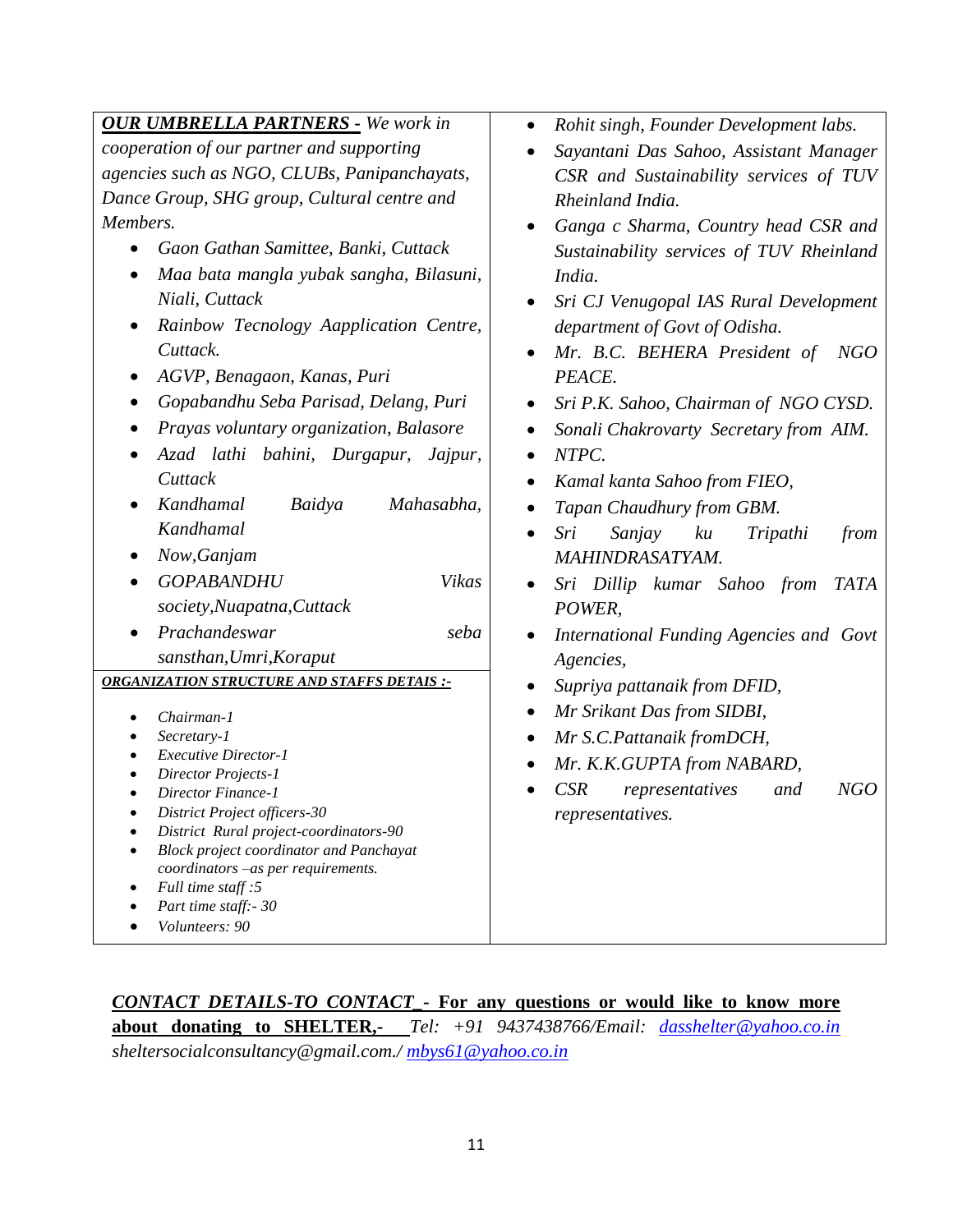***OUR UMBRELLA PARTNERS -*** *We work in cooperation of our partner and supporting agencies such as NGO, CLUBs, Panipanchayats, Dance Group, SHG group, Cultural centre and Members.*

- *Gaon Gathan Samittee, Banki, Cuttack*
- *Maa bata mangla yubak sangha, Bilasuni, Niali, Cuttack*
- *Rainbow Tecnology Aapplication Centre, Cuttack.*
- *AGVP, Benagaon, Kanas, Puri*
- *Gopabandhu Seba Parisad, Delang, Puri*
- *Prayas voluntary organization, Balasore*
- *Azad lathi bahini, Durgapur, Jajpur, Cuttack*
- *Kandhamal Baidya Mahasabha, Kandhamal*
- *Now,Ganjam*
- *GOPABANDHU Vikas society,Nuapatna,Cuttack*
- *Prachandeswar seba sansthan,Umri,Koraput*

***ORGANIZATION STRUCTURE AND STAFFS DETAIS :-***

- *Chairman-1*
- *Secretary-1*
- *Executive Director-1*
- *Director Projects-1*
- *Director Finance-1*
- *District Project officers-30*
- *District Rural project-coordinators-90*
- *Block project coordinator and Panchayat coordinators –as per requirements.*
- *Full time staff :5*
- *Part time staff:- 30*
- *Volunteers: 90*

- *Rohit singh, Founder Development labs.*
- *Sayantani Das Sahoo, Assistant Manager CSR and Sustainability services of TUV Rheinland India.*
- *Ganga c Sharma, Country head CSR and Sustainability services of TUV Rheinland India.*
- *Sri CJ Venugopal IAS Rural Development department of Govt of Odisha.*
- *Mr. B.C. BEHERA President of NGO PEACE.*
- *Sri P.K. Sahoo, Chairman of NGO CYSD.*
- *Sonali Chakrovarty Secretary from AIM.*
- *NTPC.*
- *Kamal kanta Sahoo from FIEO,*
- *Tapan Chaudhury from GBM.*
- *Sri Sanjay ku Tripathi from MAHINDRASATYAM.*
- *Sri Dillip kumar Sahoo from TATA POWER,*
- *International Funding Agencies and Govt Agencies,*
- *Supriya pattanaik from DFID,*
- *Mr Srikant Das from SIDBI,*
- *Mr S.C.Pattanaik fromDCH,*
- *Mr. K.K.GUPTA from NABARD,*
- *CSR representatives and NGO representatives.*

***CONTACT DETAILS-TO CONTACT*** **- For any questions or would like to know more about donating to SHELTER,-** *Tel: +91 9437438766/Email: dasshelter@yahoo.co.in sheltersocialconsultancy@gmail.com./ mbys61@yahoo.co.in*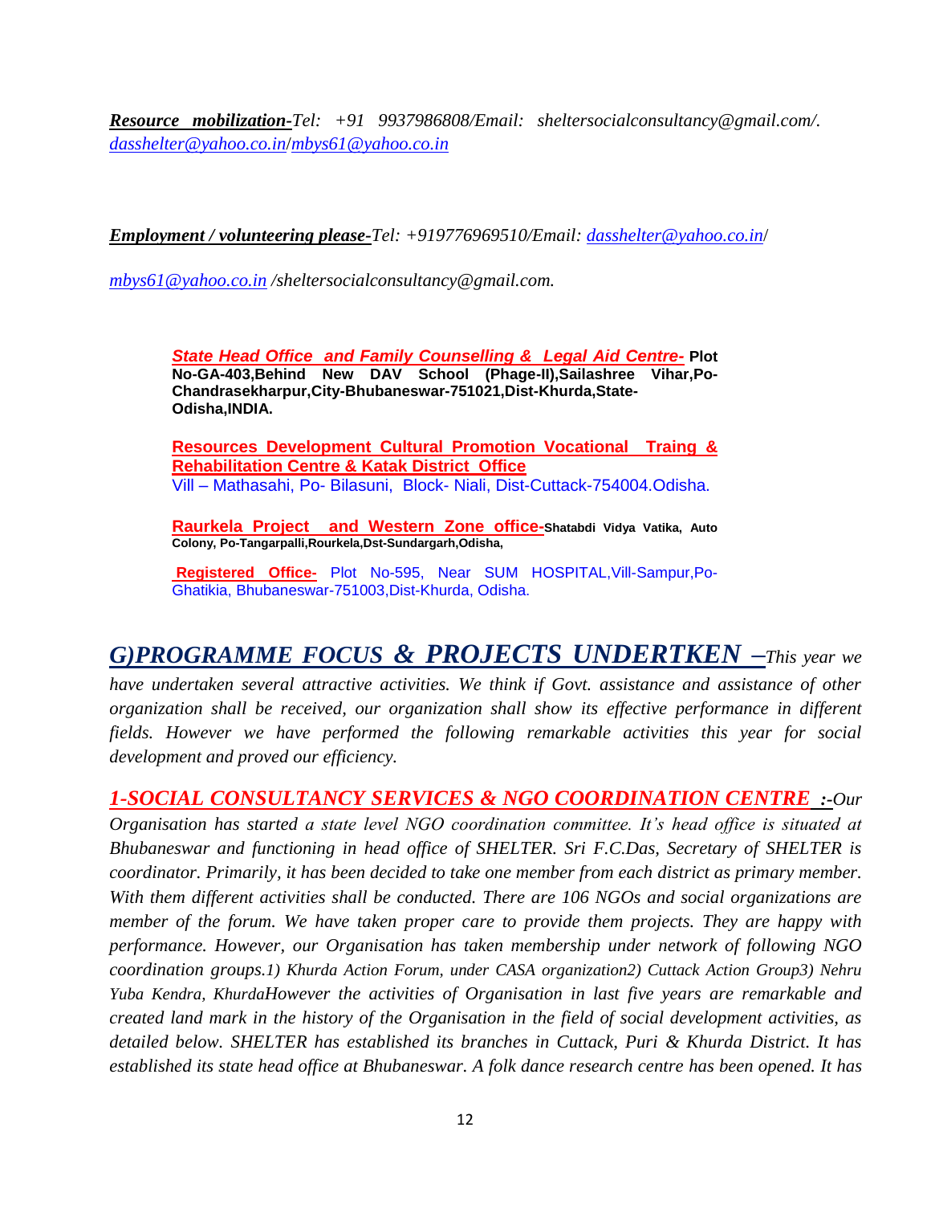***Resource mobilization-****Tel: +91 9937986808/Email: sheltersocialconsultancy@gmail.com/. dasshelter@yahoo.co.in/mbys61@yahoo.co.in*

***Employment / volunteering please-****Tel: +919776969510/Email: dasshelter@yahoo.co.in/*

*mbys61@yahoo.co.in /sheltersocialconsultancy@gmail.com.*

***State Head Office and Family Counselling & Legal Aid Centre-*** **Plot No-GA-403,Behind New DAV School (Phage-II),Sailashree Vihar,Po-Chandrasekharpur,City-Bhubaneswar-751021,Dist-Khurda,State-Odisha,INDIA.**

**Resources Development Cultural Promotion Vocational Traing & Rehabilitation Centre & Katak District Office**
Vill – Mathasahi, Po- Bilasuni, Block- Niali, Dist-Cuttack-754004.Odisha.

**Raurkela Project and Western Zone office-Shatabdi Vidya Vatika, Auto Colony, Po-Tangarpalli,Rourkela,Dst-Sundargarh,Odisha,**

**Registered Office-** Plot No-595, Near SUM HOSPITAL,Vill-Sampur,Po-Ghatikia, Bhubaneswar-751003,Dist-Khurda, Odisha.

## *G)PROGRAMME FOCUS & PROJECTS UNDERTKEN –*

*This year we have undertaken several attractive activities. We think if Govt. assistance and assistance of other organization shall be received, our organization shall show its effective performance in different fields. However we have performed the following remarkable activities this year for social development and proved our efficiency.*

***1-SOCIAL CONSULTANCY SERVICES & NGO COORDINATION CENTRE :-*** *Our Organisation has started a state level NGO coordination committee. It's head office is situated at Bhubaneswar and functioning in head office of SHELTER. Sri F.C.Das, Secretary of SHELTER is coordinator. Primarily, it has been decided to take one member from each district as primary member. With them different activities shall be conducted. There are 106 NGOs and social organizations are member of the forum. We have taken proper care to provide them projects. They are happy with performance. However, our Organisation has taken membership under network of following NGO coordination groups.1) Khurda Action Forum, under CASA organization2) Cuttack Action Group3) Nehru Yuba Kendra, KhurdaHowever the activities of Organisation in last five years are remarkable and created land mark in the history of the Organisation in the field of social development activities, as detailed below. SHELTER has established its branches in Cuttack, Puri & Khurda District. It has established its state head office at Bhubaneswar. A folk dance research centre has been opened. It has*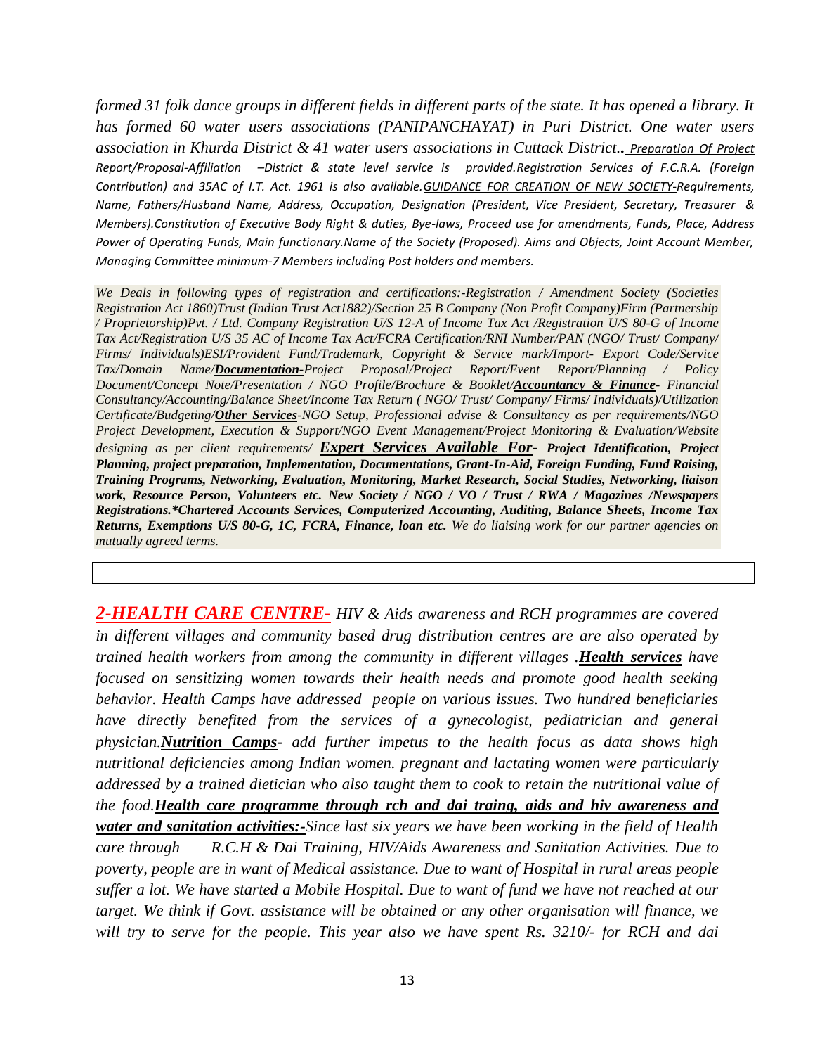*formed 31 folk dance groups in different fields in different parts of the state. It has opened a library. It has formed 60 water users associations (PANIPANCHAYAT) in Puri District. One water users association in Khurda District & 41 water users associations in Cuttack District..* *__Preparation Of Project Report/Proposal__-__Affiliation –District & state level service is provided.__Registration Services of F.C.R.A. (Foreign Contribution) and 35AC of I.T. Act. 1961 is also available.__GUIDANCE FOR CREATION OF NEW SOCIETY-__Requirements, Name, Fathers/Husband Name, Address, Occupation, Designation (President, Vice President, Secretary, Treasurer & Members).Constitution of Executive Body Right & duties, Bye-laws, Proceed use for amendments, Funds, Place, Address Power of Operating Funds, Main functionary.Name of the Society (Proposed). Aims and Objects, Joint Account Member, Managing Committee minimum-7 Members including Post holders and members.*

*We Deals in following types of registration and certifications:-Registration / Amendment Society (Societies Registration Act 1860)Trust (Indian Trust Act1882)/Section 25 B Company (Non Profit Company)Firm (Partnership / Proprietorship)Pvt. / Ltd. Company Registration U/S 12-A of Income Tax Act /Registration U/S 80-G of Income Tax Act/Registration U/S 35 AC of Income Tax Act/FCRA Certification/RNI Number/PAN (NGO/ Trust/ Company/ Firms/ Individuals)ESI/Provident Fund/Trademark, Copyright & Service mark/Import- Export Code/Service Tax/Domain Name/__**Documentation-**__Project Proposal/Project Report/Event Report/Planning / Policy Document/Concept Note/Presentation / NGO Profile/Brochure & Booklet/__**Accountancy & Finance**__- Financial Consultancy/Accounting/Balance Sheet/Income Tax Return ( NGO/ Trust/ Company/ Firms/ Individuals)/Utilization Certificate/Budgeting/__**Other Services**__-NGO Setup, Professional advise & Consultancy as per requirements/NGO Project Development, Execution & Support/NGO Event Management/Project Monitoring & Evaluation/Website designing as per client requirements/* ***__Expert Services Available For__- Project Identification, Project Planning, project preparation, Implementation, Documentations, Grant-In-Aid, Foreign Funding, Fund Raising, Training Programs, Networking, Evaluation, Monitoring, Market Research, Social Studies, Networking, liaison work, Resource Person, Volunteers etc. New Society / NGO / VO / Trust / RWA / Magazines /Newspapers Registrations.*Chartered Accounts Services, Computerized Accounting, Auditing, Balance Sheets, Income Tax Returns, Exemptions U/S 80-G, 1C, FCRA, Finance, loan etc.*** *We do liaising work for our partner agencies on mutually agreed terms.*

***__2-HEALTH CARE CENTRE-__*** *HIV & Aids awareness and RCH programmes are covered in different villages and community based drug distribution centres are are also operated by trained health workers from among the community in different villages .**__Health services__** have focused on sensitizing women towards their health needs and promote good health seeking behavior. Health Camps have addressed people on various issues. Two hundred beneficiaries have directly benefited from the services of a gynecologist, pediatrician and general physician.**__Nutrition Camps__**- add further impetus to the health focus as data shows high nutritional deficiencies among Indian women. pregnant and lactating women were particularly addressed by a trained dietician who also taught them to cook to retain the nutritional value of the food.**__Health care programme through rch and dai traing, aids and hiv awareness and water and sanitation activities:-__**Since last six years we have been working in the field of Health care through R.C.H & Dai Training, HIV/Aids Awareness and Sanitation Activities. Due to poverty, people are in want of Medical assistance. Due to want of Hospital in rural areas people suffer a lot. We have started a Mobile Hospital. Due to want of fund we have not reached at our target. We think if Govt. assistance will be obtained or any other organisation will finance, we will try to serve for the people. This year also we have spent Rs. 3210/- for RCH and dai*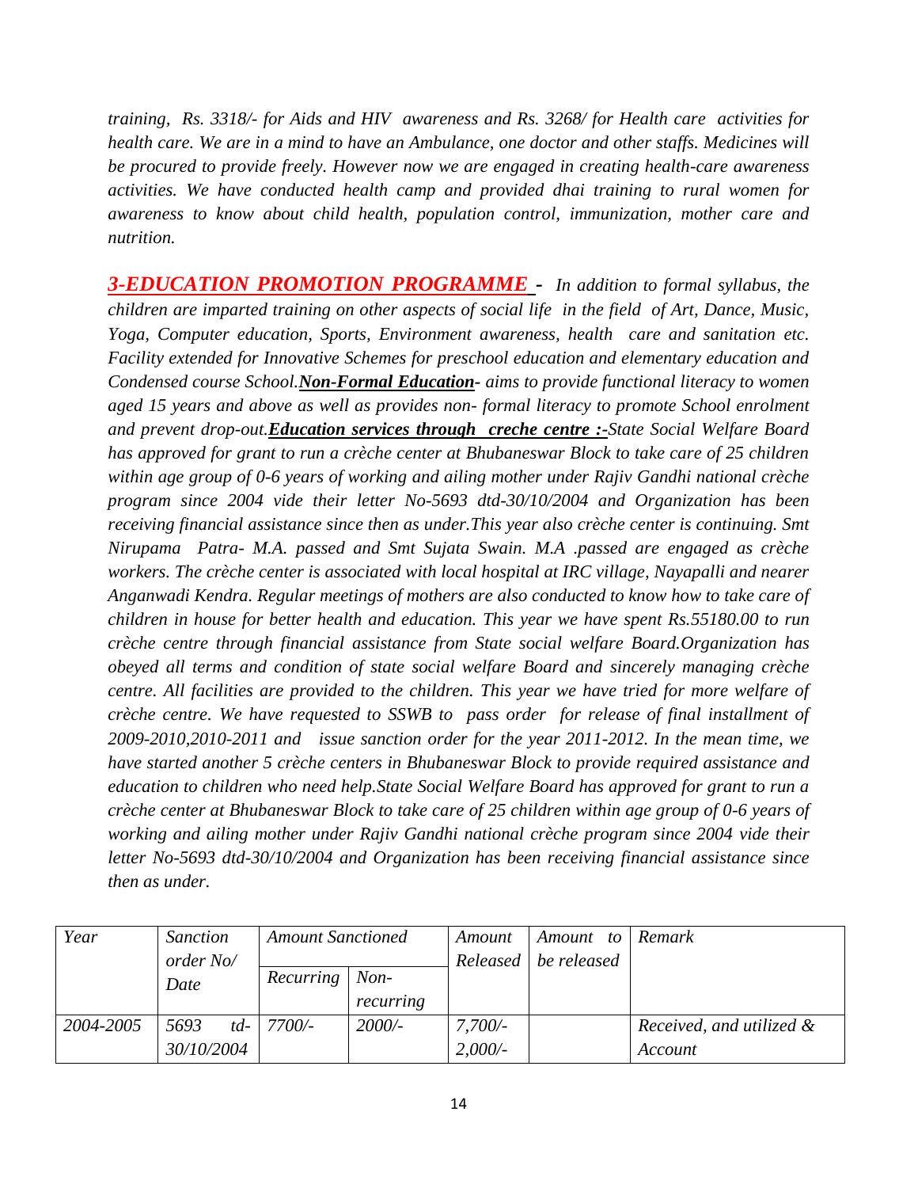*training, Rs. 3318/- for Aids and HIV awareness and Rs. 3268/ for Health care activities for health care. We are in a mind to have an Ambulance, one doctor and other staffs. Medicines will be procured to provide freely. However now we are engaged in creating health-care awareness activities. We have conducted health camp and provided dhai training to rural women for awareness to know about child health, population control, immunization, mother care and nutrition.*

***3-EDUCATION PROMOTION PROGRAMME -*** *In addition to formal syllabus, the children are imparted training on other aspects of social life in the field of Art, Dance, Music, Yoga, Computer education, Sports, Environment awareness, health care and sanitation etc. Facility extended for Innovative Schemes for preschool education and elementary education and Condensed course School.* ***Non-Formal Education****- aims to provide functional literacy to women aged 15 years and above as well as provides non- formal literacy to promote School enrolment and prevent drop-out.* ***Education services through creche centre :-****State Social Welfare Board has approved for grant to run a crèche center at Bhubaneswar Block to take care of 25 children within age group of 0-6 years of working and ailing mother under Rajiv Gandhi national crèche program since 2004 vide their letter No-5693 dtd-30/10/2004 and Organization has been receiving financial assistance since then as under.This year also crèche center is continuing. Smt Nirupama Patra- M.A. passed and Smt Sujata Swain. M.A .passed are engaged as crèche workers. The crèche center is associated with local hospital at IRC village, Nayapalli and nearer Anganwadi Kendra. Regular meetings of mothers are also conducted to know how to take care of children in house for better health and education. This year we have spent Rs.55180.00 to run crèche centre through financial assistance from State social welfare Board.Organization has obeyed all terms and condition of state social welfare Board and sincerely managing crèche centre. All facilities are provided to the children. This year we have tried for more welfare of crèche centre. We have requested to SSWB to pass order for release of final installment of 2009-2010,2010-2011 and issue sanction order for the year 2011-2012. In the mean time, we have started another 5 crèche centers in Bhubaneswar Block to provide required assistance and education to children who need help.State Social Welfare Board has approved for grant to run a crèche center at Bhubaneswar Block to take care of 25 children within age group of 0-6 years of working and ailing mother under Rajiv Gandhi national crèche program since 2004 vide their letter No-5693 dtd-30/10/2004 and Organization has been receiving financial assistance since then as under.*

| *Year* | *Sanction order No/ Date* | *Amount Sanctioned* | | *Amount Released* | *Amount to be released* | *Remark* |
|---|---|---|---|---|---|---|
| | | *Recurring* | *Non-recurring* | | | |
| *2004-2005* | *5693 td-30/10/2004* | *7700/-* | *2000/-* | *7,700/- 2,000/-* | | *Received, and utilized & Account* |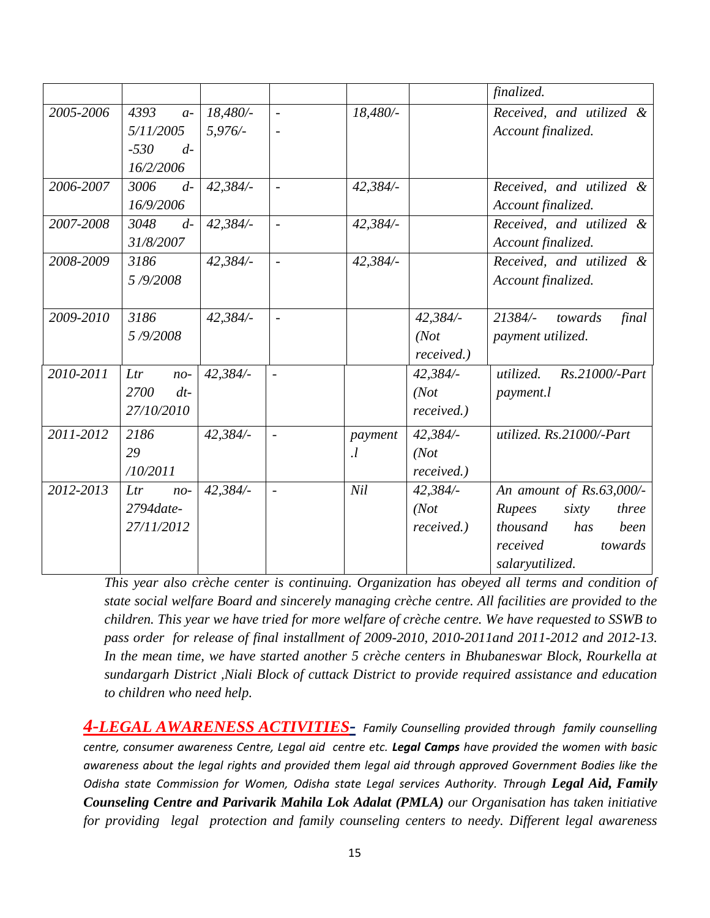| | | | | | | finalized. |
|---|---|---|---|---|---|---|
| 2005-2006 | 4393 a-5/11/2005 -530 d-16/2/2006 | 18,480/- 5,976/- | - - | 18,480/- | | Received, and utilized & Account finalized. |
| 2006-2007 | 3006 d-16/9/2006 | 42,384/- | - | 42,384/- | | Received, and utilized & Account finalized. |
| 2007-2008 | 3048 d-31/8/2007 | 42,384/- | - | 42,384/- | | Received, and utilized & Account finalized. |
| 2008-2009 | 3186 5 /9/2008 | 42,384/- | - | 42,384/- | | Received, and utilized & Account finalized. |
| 2009-2010 | 3186 5 /9/2008 | 42,384/- | - | | 42,384/- (Not received.) | 21384/- towards final payment utilized. |
| 2010-2011 | Ltr no-2700 dt-27/10/2010 | 42,384/- | - | | 42,384/- (Not received.) | utilized. Rs.21000/-Part payment.l |
| 2011-2012 | 2186 29 /10/2011 | 42,384/- | - | payment .l | 42,384/- (Not received.) | utilized. Rs.21000/-Part |
| 2012-2013 | Ltr no-2794date-27/11/2012 | 42,384/- | - | Nil | 42,384/- (Not received.) | An amount of Rs.63,000/- Rupees sixty three thousand has been received towards salaryutilized. |

*This year also crèche center is continuing. Organization has obeyed all terms and condition of state social welfare Board and sincerely managing crèche centre. All facilities are provided to the children. This year we have tried for more welfare of crèche centre. We have requested to SSWB to pass order for release of final installment of 2009-2010, 2010-2011and 2011-2012 and 2012-13. In the mean time, we have started another 5 crèche centers in Bhubaneswar Block, Rourkella at sundargarh District ,Niali Block of cuttack District to provide required assistance and education to children who need help.*

***4-LEGAL AWARENESS ACTIVITIES-*** *Family Counselling provided through family counselling centre, consumer awareness Centre, Legal aid centre etc.* ***Legal Camps*** *have provided the women with basic awareness about the legal rights and provided them legal aid through approved Government Bodies like the Odisha state Commission for Women, Odisha state Legal services Authority. Through* ***Legal Aid, Family Counseling Centre and Parivarik Mahila Lok Adalat (PMLA)*** *our Organisation has taken initiative for providing legal protection and family counseling centers to needy. Different legal awareness*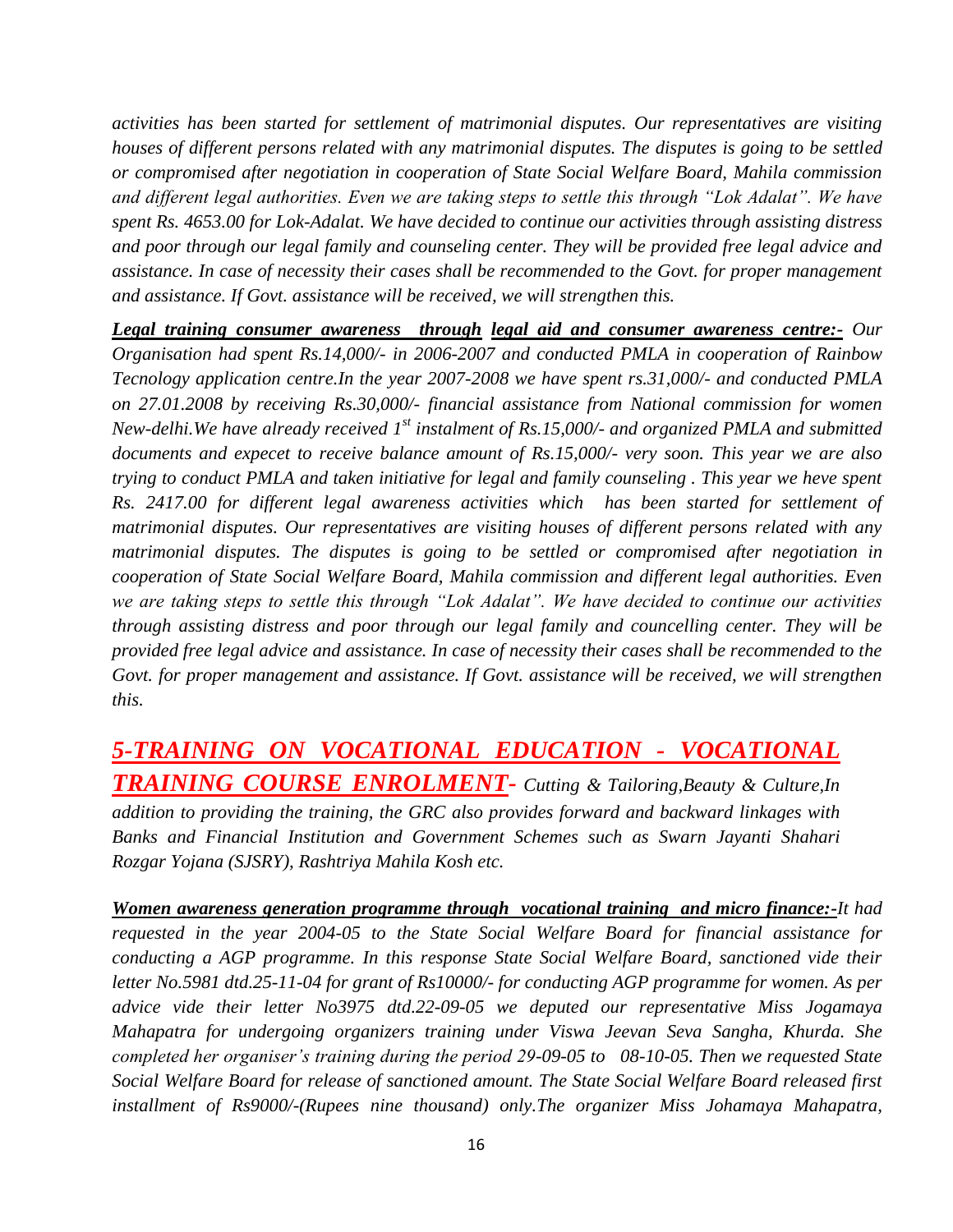*activities has been started for settlement of matrimonial disputes. Our representatives are visiting houses of different persons related with any matrimonial disputes. The disputes is going to be settled or compromised after negotiation in cooperation of State Social Welfare Board, Mahila commission and different legal authorities. Even we are taking steps to settle this through "Lok Adalat". We have spent Rs. 4653.00 for Lok-Adalat. We have decided to continue our activities through assisting distress and poor through our legal family and counseling center. They will be provided free legal advice and assistance. In case of necessity their cases shall be recommended to the Govt. for proper management and assistance. If Govt. assistance will be received, we will strengthen this.*

***Legal training consumer awareness through legal aid and consumer awareness centre:-*** *Our Organisation had spent Rs.14,000/- in 2006-2007 and conducted PMLA in cooperation of Rainbow Tecnology application centre.In the year 2007-2008 we have spent rs.31,000/- and conducted PMLA on 27.01.2008 by receiving Rs.30,000/- financial assistance from National commission for women New-delhi.We have already received 1st instalment of Rs.15,000/- and organized PMLA and submitted documents and expecet to receive balance amount of Rs.15,000/- very soon. This year we are also trying to conduct PMLA and taken initiative for legal and family counseling . This year we heve spent Rs. 2417.00 for different legal awareness activities which has been started for settlement of matrimonial disputes. Our representatives are visiting houses of different persons related with any matrimonial disputes. The disputes is going to be settled or compromised after negotiation in cooperation of State Social Welfare Board, Mahila commission and different legal authorities. Even we are taking steps to settle this through "Lok Adalat". We have decided to continue our activities through assisting distress and poor through our legal family and councelling center. They will be provided free legal advice and assistance. In case of necessity their cases shall be recommended to the Govt. for proper management and assistance. If Govt. assistance will be received, we will strengthen this.*

## *5-TRAINING ON VOCATIONAL EDUCATION - VOCATIONAL TRAINING COURSE ENROLMENT-*

*Cutting & Tailoring,Beauty & Culture,In addition to providing the training, the GRC also provides forward and backward linkages with Banks and Financial Institution and Government Schemes such as Swarn Jayanti Shahari Rozgar Yojana (SJSRY), Rashtriya Mahila Kosh etc.*

***Women awareness generation programme through vocational training and micro finance:-*** *It had requested in the year 2004-05 to the State Social Welfare Board for financial assistance for conducting a AGP programme. In this response State Social Welfare Board, sanctioned vide their letter No.5981 dtd.25-11-04 for grant of Rs10000/- for conducting AGP programme for women. As per advice vide their letter No3975 dtd.22-09-05 we deputed our representative Miss Jogamaya Mahapatra for undergoing organizers training under Viswa Jeevan Seva Sangha, Khurda. She completed her organiser's training during the period 29-09-05 to 08-10-05. Then we requested State Social Welfare Board for release of sanctioned amount. The State Social Welfare Board released first installment of Rs9000/-(Rupees nine thousand) only.The organizer Miss Johamaya Mahapatra,*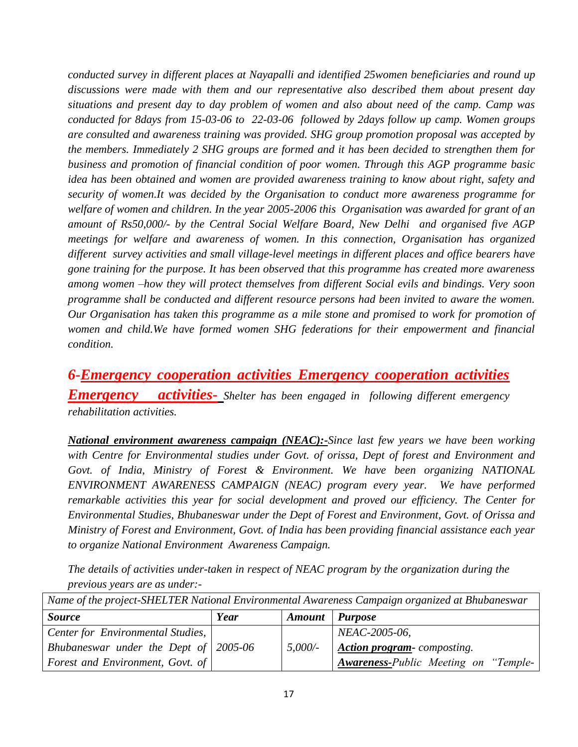*conducted survey in different places at Nayapalli and identified 25women beneficiaries and round up discussions were made with them and our representative also described them about present day situations and present day to day problem of women and also about need of the camp. Camp was conducted for 8days from 15-03-06 to 22-03-06 followed by 2days follow up camp. Women groups are consulted and awareness training was provided. SHG group promotion proposal was accepted by the members. Immediately 2 SHG groups are formed and it has been decided to strengthen them for business and promotion of financial condition of poor women. Through this AGP programme basic idea has been obtained and women are provided awareness training to know about right, safety and security of women.It was decided by the Organisation to conduct more awareness programme for welfare of women and children. In the year 2005-2006 this Organisation was awarded for grant of an amount of Rs50,000/- by the Central Social Welfare Board, New Delhi and organised five AGP meetings for welfare and awareness of women. In this connection, Organisation has organized different survey activities and small village-level meetings in different places and office bearers have gone training for the purpose. It has been observed that this programme has created more awareness among women –how they will protect themselves from different Social evils and bindings. Very soon programme shall be conducted and different resource persons had been invited to aware the women. Our Organisation has taken this programme as a mile stone and promised to work for promotion of women and child.We have formed women SHG federations for their empowerment and financial condition.*

## *6-Emergency cooperation activities Emergency cooperation activities*

***Emergency activities-*** *Shelter has been engaged in following different emergency rehabilitation activities.*

***National environment awareness campaign (NEAC):-****Since last few years we have been working with Centre for Environmental studies under Govt. of orissa, Dept of forest and Environment and Govt. of India, Ministry of Forest & Environment. We have been organizing NATIONAL ENVIRONMENT AWARENESS CAMPAIGN (NEAC) program every year. We have performed remarkable activities this year for social development and proved our efficiency. The Center for Environmental Studies, Bhubaneswar under the Dept of Forest and Environment, Govt. of Orissa and Ministry of Forest and Environment, Govt. of India has been providing financial assistance each year to organize National Environment Awareness Campaign.*

*The details of activities under-taken in respect of NEAC program by the organization during the previous years are as under:-*

| *Name of the project-SHELTER National Environmental Awareness Campaign organized at Bhubaneswar* | | | |
|---|---|---|---|
| ***Source*** | ***Year*** | ***Amount*** | ***Purpose*** |
| *Center for Environmental Studies, Bhubaneswar under the Dept of Forest and Environment, Govt. of* | *2005-06* | *5,000/-* | *NEAC-2005-06,* ***Action program****- composting.* ***Awareness-****Public Meeting on "Temple-* |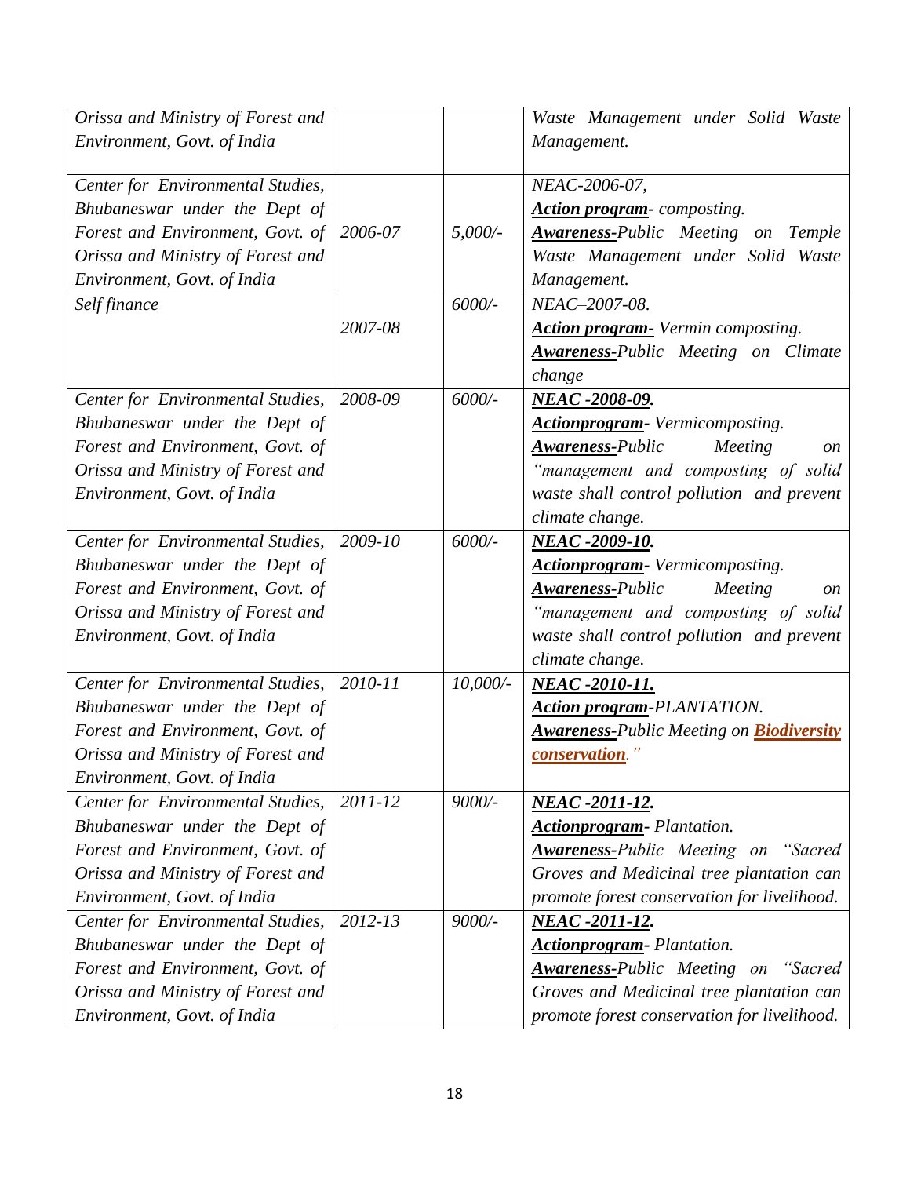| | | | |
|---|---|---|---|
| *Orissa and Ministry of Forest and Environment, Govt. of India* | | | *Waste Management under Solid Waste Management.* |
| *Center for Environmental Studies, Bhubaneswar under the Dept of Forest and Environment, Govt. of Orissa and Ministry of Forest and Environment, Govt. of India* | *2006-07* | *5,000/-* | *NEAC-2006-07,* <br> ***Action program**- composting.* <br> ***Awareness-**Public Meeting on Temple Waste Management under Solid Waste Management.* |
| *Self finance* | *2007-08* | *6000/-* | *NEAC–2007-08.* <br> ***Action program-** Vermin composting.* <br> ***Awareness-**Public Meeting on Climate change* |
| *Center for Environmental Studies, Bhubaneswar under the Dept of Forest and Environment, Govt. of Orissa and Ministry of Forest and Environment, Govt. of India* | *2008-09* | *6000/-* | ***NEAC -2008-09.*** <br> ***Actionprogram**- Vermicomposting.* <br> ***Awareness-**Public Meeting on "management and composting of solid waste shall control pollution and prevent climate change.* |
| *Center for Environmental Studies, Bhubaneswar under the Dept of Forest and Environment, Govt. of Orissa and Ministry of Forest and Environment, Govt. of India* | *2009-10* | *6000/-* | ***NEAC -2009-10.*** <br> ***Actionprogram**- Vermicomposting.* <br> ***Awareness-**Public Meeting on "management and composting of solid waste shall control pollution and prevent climate change.* |
| *Center for Environmental Studies, Bhubaneswar under the Dept of Forest and Environment, Govt. of Orissa and Ministry of Forest and Environment, Govt. of India* | *2010-11* | *10,000/-* | ***NEAC -2010-11.*** <br> ***Action program**-PLANTATION.* <br> ***Awareness-**Public Meeting on **Biodiversity conservation**."* |
| *Center for Environmental Studies, Bhubaneswar under the Dept of Forest and Environment, Govt. of Orissa and Ministry of Forest and Environment, Govt. of India* | *2011-12* | *9000/-* | ***NEAC -2011-12.*** <br> ***Actionprogram**- Plantation.* <br> ***Awareness-**Public Meeting on "Sacred Groves and Medicinal tree plantation can promote forest conservation for livelihood.* |
| *Center for Environmental Studies, Bhubaneswar under the Dept of Forest and Environment, Govt. of Orissa and Ministry of Forest and Environment, Govt. of India* | *2012-13* | *9000/-* | ***NEAC -2011-12.*** <br> ***Actionprogram**- Plantation.* <br> ***Awareness-**Public Meeting on "Sacred Groves and Medicinal tree plantation can promote forest conservation for livelihood.* |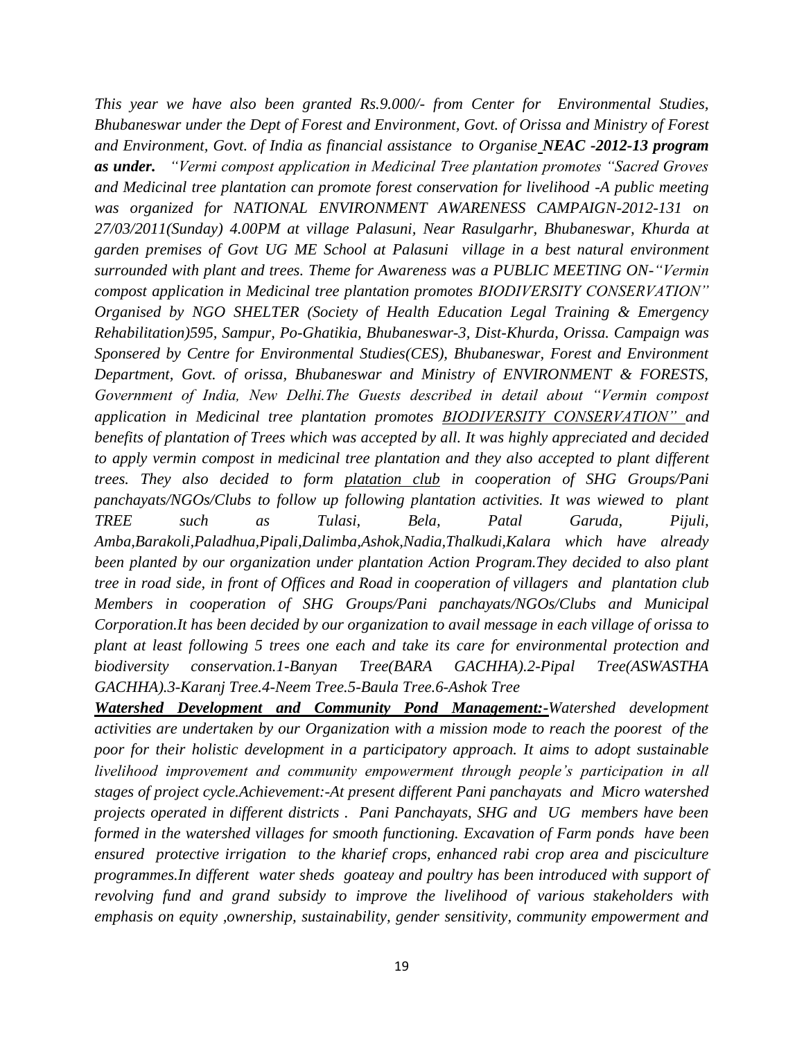*This year we have also been granted Rs.9.000/- from Center for Environmental Studies, Bhubaneswar under the Dept of Forest and Environment, Govt. of Orissa and Ministry of Forest and Environment, Govt. of India as financial assistance to Organise* ***NEAC -2012-13 program as under.*** *"Vermi compost application in Medicinal Tree plantation promotes "Sacred Groves and Medicinal tree plantation can promote forest conservation for livelihood -A public meeting was organized for NATIONAL ENVIRONMENT AWARENESS CAMPAIGN-2012-131 on 27/03/2011(Sunday) 4.00PM at village Palasuni, Near Rasulgarhr, Bhubaneswar, Khurda at garden premises of Govt UG ME School at Palasuni village in a best natural environment surrounded with plant and trees. Theme for Awareness was a PUBLIC MEETING ON-"Vermin compost application in Medicinal tree plantation promotes BIODIVERSITY CONSERVATION" Organised by NGO SHELTER (Society of Health Education Legal Training & Emergency Rehabilitation)595, Sampur, Po-Ghatikia, Bhubaneswar-3, Dist-Khurda, Orissa. Campaign was Sponsered by Centre for Environmental Studies(CES), Bhubaneswar, Forest and Environment Department, Govt. of orissa, Bhubaneswar and Ministry of ENVIRONMENT & FORESTS, Government of India, New Delhi.The Guests described in detail about "Vermin compost application in Medicinal tree plantation promotes* *<u>BIODIVERSITY CONSERVATION"</u>* *and benefits of plantation of Trees which was accepted by all. It was highly appreciated and decided to apply vermin compost in medicinal tree plantation and they also accepted to plant different trees. They also decided to form* *<u>platation club</u>* *in cooperation of SHG Groups/Pani panchayats/NGOs/Clubs to follow up following plantation activities. It was wiewed to plant TREE such as Tulasi, Bela, Patal Garuda, Pijuli, Amba,Barakoli,Paladhua,Pipali,Dalimba,Ashok,Nadia,Thalkudi,Kalara which have already been planted by our organization under plantation Action Program.They decided to also plant tree in road side, in front of Offices and Road in cooperation of villagers and plantation club Members in cooperation of SHG Groups/Pani panchayats/NGOs/Clubs and Municipal Corporation.It has been decided by our organization to avail message in each village of orissa to plant at least following 5 trees one each and take its care for environmental protection and biodiversity conservation.1-Banyan Tree(BARA GACHHA).2-Pipal Tree(ASWASTHA GACHHA).3-Karanj Tree.4-Neem Tree.5-Baula Tree.6-Ashok Tree*

***<u>Watershed Development and Community Pond Management:-</u>****Watershed development activities are undertaken by our Organization with a mission mode to reach the poorest of the poor for their holistic development in a participatory approach. It aims to adopt sustainable livelihood improvement and community empowerment through people's participation in all stages of project cycle.Achievement:-At present different Pani panchayats and Micro watershed projects operated in different districts . Pani Panchayats, SHG and UG members have been formed in the watershed villages for smooth functioning. Excavation of Farm ponds have been ensured protective irrigation to the kharief crops, enhanced rabi crop area and pisciculture programmes.In different water sheds goateay and poultry has been introduced with support of revolving fund and grand subsidy to improve the livelihood of various stakeholders with emphasis on equity ,ownership, sustainability, gender sensitivity, community empowerment and*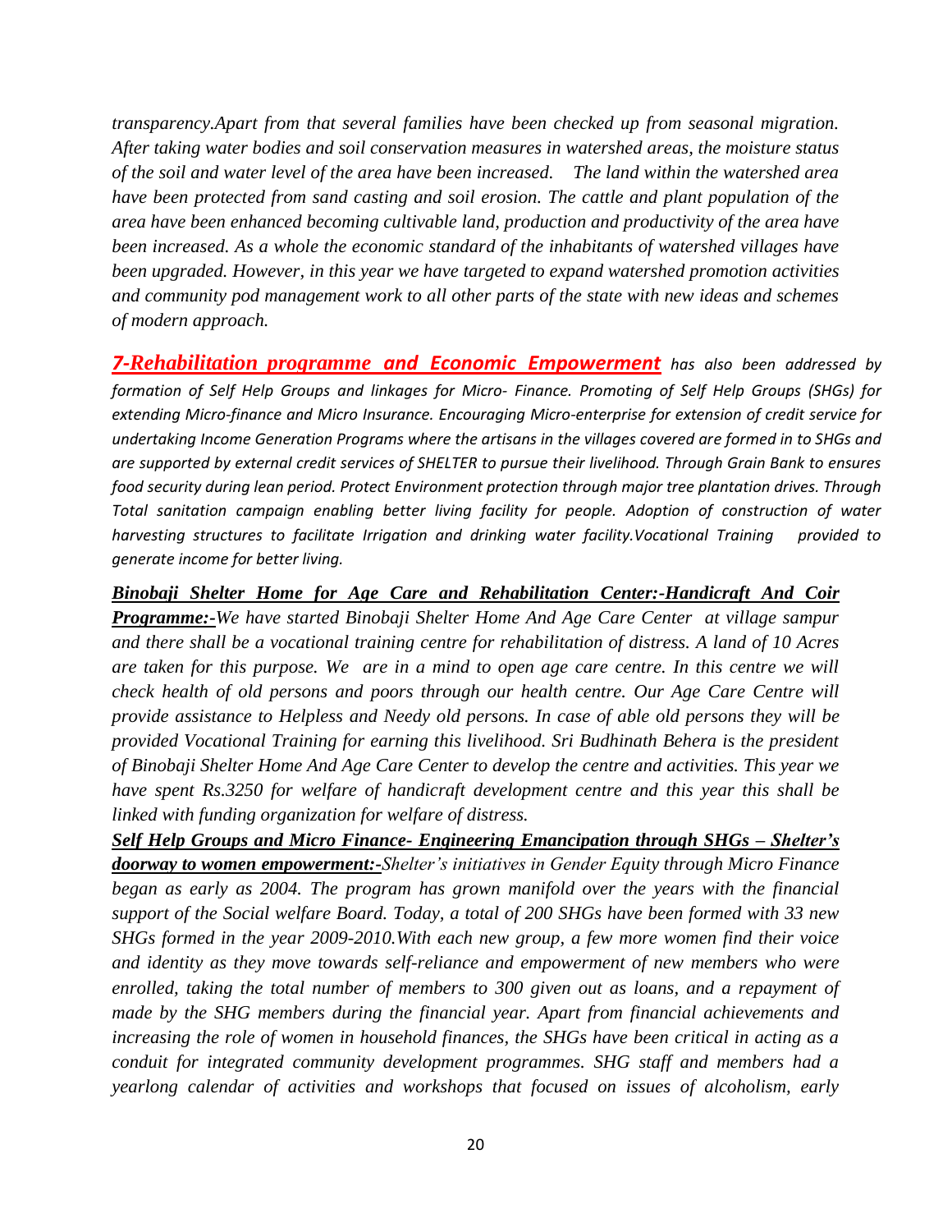*transparency.Apart from that several families have been checked up from seasonal migration. After taking water bodies and soil conservation measures in watershed areas, the moisture status of the soil and water level of the area have been increased. The land within the watershed area have been protected from sand casting and soil erosion. The cattle and plant population of the area have been enhanced becoming cultivable land, production and productivity of the area have been increased. As a whole the economic standard of the inhabitants of watershed villages have been upgraded. However, in this year we have targeted to expand watershed promotion activities and community pod management work to all other parts of the state with new ideas and schemes of modern approach.*

***7-Rehabilitation programme and Economic Empowerment*** *has also been addressed by formation of Self Help Groups and linkages for Micro- Finance. Promoting of Self Help Groups (SHGs) for extending Micro-finance and Micro Insurance. Encouraging Micro-enterprise for extension of credit service for undertaking Income Generation Programs where the artisans in the villages covered are formed in to SHGs and are supported by external credit services of SHELTER to pursue their livelihood. Through Grain Bank to ensures food security during lean period. Protect Environment protection through major tree plantation drives. Through Total sanitation campaign enabling better living facility for people. Adoption of construction of water harvesting structures to facilitate Irrigation and drinking water facility.Vocational Training provided to generate income for better living.*

***Binobaji Shelter Home for Age Care and Rehabilitation Center:-Handicraft And Coir Programme:-****We have started Binobaji Shelter Home And Age Care Center at village sampur and there shall be a vocational training centre for rehabilitation of distress. A land of 10 Acres are taken for this purpose. We are in a mind to open age care centre. In this centre we will check health of old persons and poors through our health centre. Our Age Care Centre will provide assistance to Helpless and Needy old persons. In case of able old persons they will be provided Vocational Training for earning this livelihood. Sri Budhinath Behera is the president of Binobaji Shelter Home And Age Care Center to develop the centre and activities. This year we have spent Rs.3250 for welfare of handicraft development centre and this year this shall be linked with funding organization for welfare of distress.*

***Self Help Groups and Micro Finance- Engineering Emancipation through SHGs – Shelter's doorway to women empowerment:-****Shelter's initiatives in Gender Equity through Micro Finance began as early as 2004. The program has grown manifold over the years with the financial support of the Social welfare Board. Today, a total of 200 SHGs have been formed with 33 new SHGs formed in the year 2009-2010.With each new group, a few more women find their voice and identity as they move towards self-reliance and empowerment of new members who were enrolled, taking the total number of members to 300 given out as loans, and a repayment of made by the SHG members during the financial year. Apart from financial achievements and increasing the role of women in household finances, the SHGs have been critical in acting as a conduit for integrated community development programmes. SHG staff and members had a yearlong calendar of activities and workshops that focused on issues of alcoholism, early*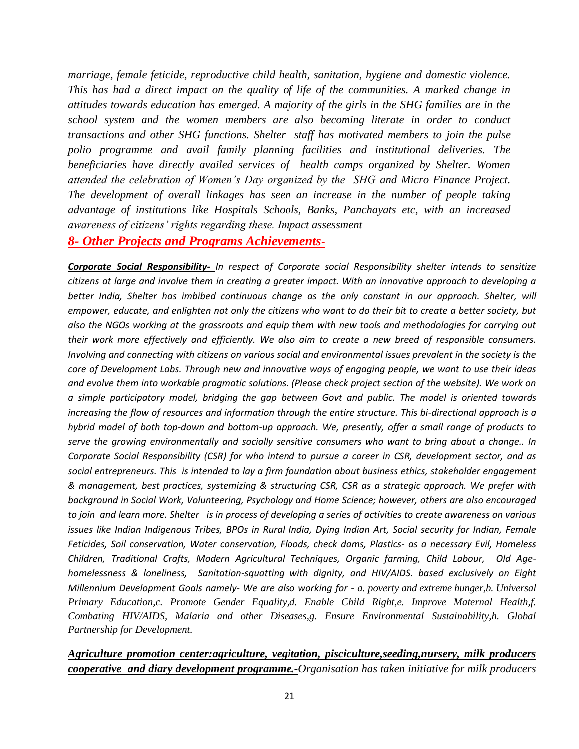*marriage, female feticide, reproductive child health, sanitation, hygiene and domestic violence. This has had a direct impact on the quality of life of the communities. A marked change in attitudes towards education has emerged. A majority of the girls in the SHG families are in the school system and the women members are also becoming literate in order to conduct transactions and other SHG functions. Shelter staff has motivated members to join the pulse polio programme and avail family planning facilities and institutional deliveries. The beneficiaries have directly availed services of health camps organized by Shelter. Women attended the celebration of Women's Day organized by the SHG and Micro Finance Project. The development of overall linkages has seen an increase in the number of people taking advantage of institutions like Hospitals Schools, Banks, Panchayats etc, with an increased awareness of citizens' rights regarding these. Impact assessment*

## *8- Other Projects and Programs Achievements-*

***Corporate Social Responsibility-*** *In respect of Corporate social Responsibility shelter intends to sensitize citizens at large and involve them in creating a greater impact. With an innovative approach to developing a better India, Shelter has imbibed continuous change as the only constant in our approach. Shelter, will empower, educate, and enlighten not only the citizens who want to do their bit to create a better society, but also the NGOs working at the grassroots and equip them with new tools and methodologies for carrying out their work more effectively and efficiently. We also aim to create a new breed of responsible consumers. Involving and connecting with citizens on various social and environmental issues prevalent in the society is the core of Development Labs. Through new and innovative ways of engaging people, we want to use their ideas and evolve them into workable pragmatic solutions. (Please check project section of the website). We work on a simple participatory model, bridging the gap between Govt and public. The model is oriented towards increasing the flow of resources and information through the entire structure. This bi-directional approach is a hybrid model of both top-down and bottom-up approach. We, presently, offer a small range of products to serve the growing environmentally and socially sensitive consumers who want to bring about a change.. In Corporate Social Responsibility (CSR) for who intend to pursue a career in CSR, development sector, and as social entrepreneurs. This is intended to lay a firm foundation about business ethics, stakeholder engagement & management, best practices, systemizing & structuring CSR, CSR as a strategic approach. We prefer with background in Social Work, Volunteering, Psychology and Home Science; however, others are also encouraged to join and learn more. Shelter is in process of developing a series of activities to create awareness on various issues like Indian Indigenous Tribes, BPOs in Rural India, Dying Indian Art, Social security for Indian, Female Feticides, Soil conservation, Water conservation, Floods, check dams, Plastics- as a necessary Evil, Homeless Children, Traditional Crafts, Modern Agricultural Techniques, Organic farming, Child Labour, Old Age-homelessness & loneliness, Sanitation-squatting with dignity, and HIV/AIDS. based exclusively on Eight Millennium Development Goals namely- We are also working for - a. poverty and extreme hunger,b. Universal Primary Education,c. Promote Gender Equality,d. Enable Child Right,e. Improve Maternal Health,f. Combating HIV/AIDS, Malaria and other Diseases,g. Ensure Environmental Sustainability,h. Global Partnership for Development.*

***Agriculture promotion center:agriculture, vegitation, pisciculture,seeding,nursery, milk producers cooperative and diary development programme.-*** *Organisation has taken initiative for milk producers*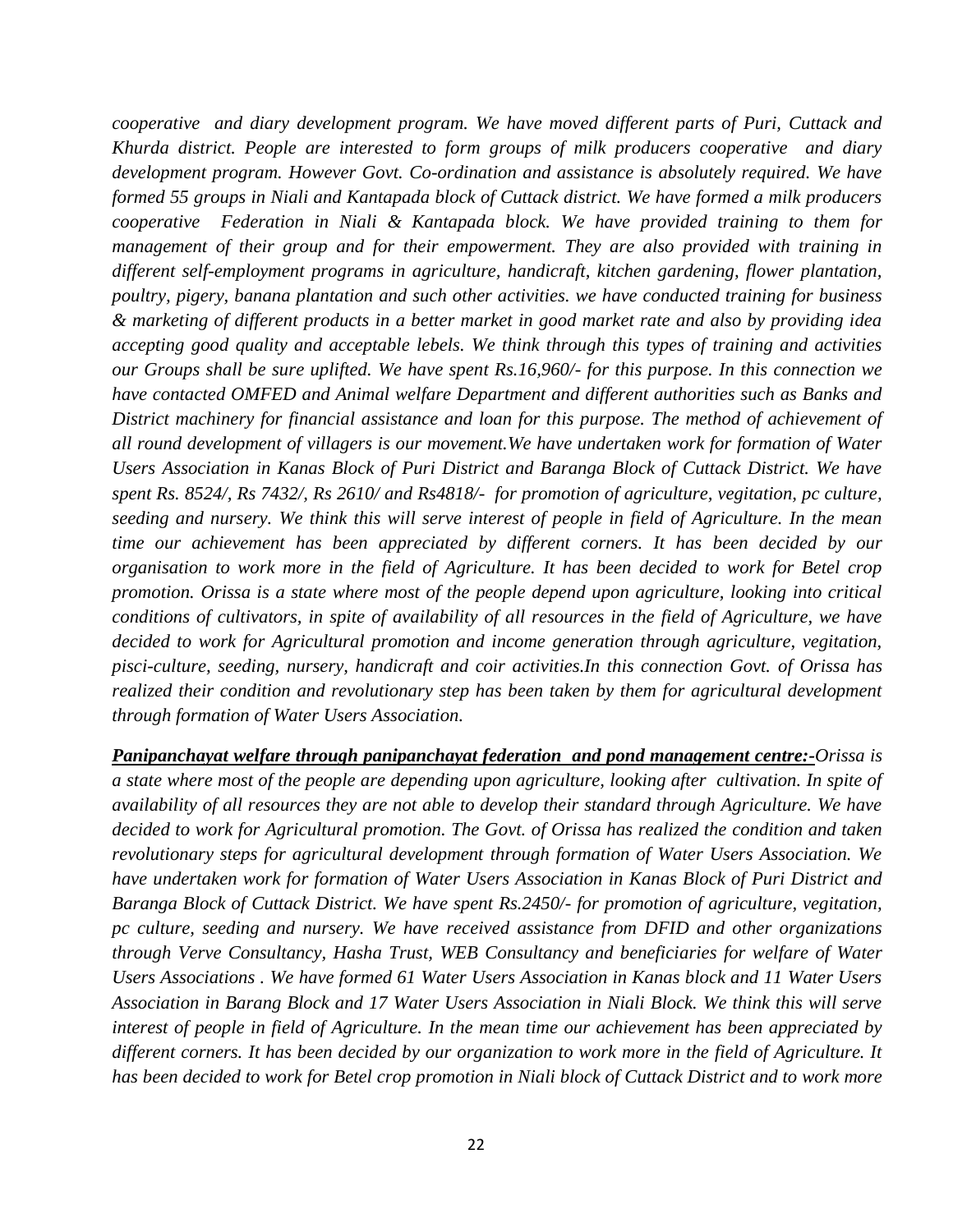*cooperative and diary development program. We have moved different parts of Puri, Cuttack and Khurda district. People are interested to form groups of milk producers cooperative and diary development program. However Govt. Co-ordination and assistance is absolutely required. We have formed 55 groups in Niali and Kantapada block of Cuttack district. We have formed a milk producers cooperative Federation in Niali & Kantapada block. We have provided training to them for management of their group and for their empowerment. They are also provided with training in different self-employment programs in agriculture, handicraft, kitchen gardening, flower plantation, poultry, pigery, banana plantation and such other activities. we have conducted training for business & marketing of different products in a better market in good market rate and also by providing idea accepting good quality and acceptable lebels. We think through this types of training and activities our Groups shall be sure uplifted. We have spent Rs.16,960/- for this purpose. In this connection we have contacted OMFED and Animal welfare Department and different authorities such as Banks and District machinery for financial assistance and loan for this purpose. The method of achievement of all round development of villagers is our movement.We have undertaken work for formation of Water Users Association in Kanas Block of Puri District and Baranga Block of Cuttack District. We have spent Rs. 8524/, Rs 7432/, Rs 2610/ and Rs4818/- for promotion of agriculture, vegitation, pc culture, seeding and nursery. We think this will serve interest of people in field of Agriculture. In the mean time our achievement has been appreciated by different corners. It has been decided by our organisation to work more in the field of Agriculture. It has been decided to work for Betel crop promotion. Orissa is a state where most of the people depend upon agriculture, looking into critical conditions of cultivators, in spite of availability of all resources in the field of Agriculture, we have decided to work for Agricultural promotion and income generation through agriculture, vegitation, pisci-culture, seeding, nursery, handicraft and coir activities.In this connection Govt. of Orissa has realized their condition and revolutionary step has been taken by them for agricultural development through formation of Water Users Association.*

***<u>Panipanchayat welfare through panipanchayat federation and pond management centre:-</u>****Orissa is a state where most of the people are depending upon agriculture, looking after cultivation. In spite of availability of all resources they are not able to develop their standard through Agriculture. We have decided to work for Agricultural promotion. The Govt. of Orissa has realized the condition and taken revolutionary steps for agricultural development through formation of Water Users Association. We have undertaken work for formation of Water Users Association in Kanas Block of Puri District and Baranga Block of Cuttack District. We have spent Rs.2450/- for promotion of agriculture, vegitation, pc culture, seeding and nursery. We have received assistance from DFID and other organizations through Verve Consultancy, Hasha Trust, WEB Consultancy and beneficiaries for welfare of Water Users Associations . We have formed 61 Water Users Association in Kanas block and 11 Water Users Association in Barang Block and 17 Water Users Association in Niali Block. We think this will serve interest of people in field of Agriculture. In the mean time our achievement has been appreciated by different corners. It has been decided by our organization to work more in the field of Agriculture. It has been decided to work for Betel crop promotion in Niali block of Cuttack District and to work more*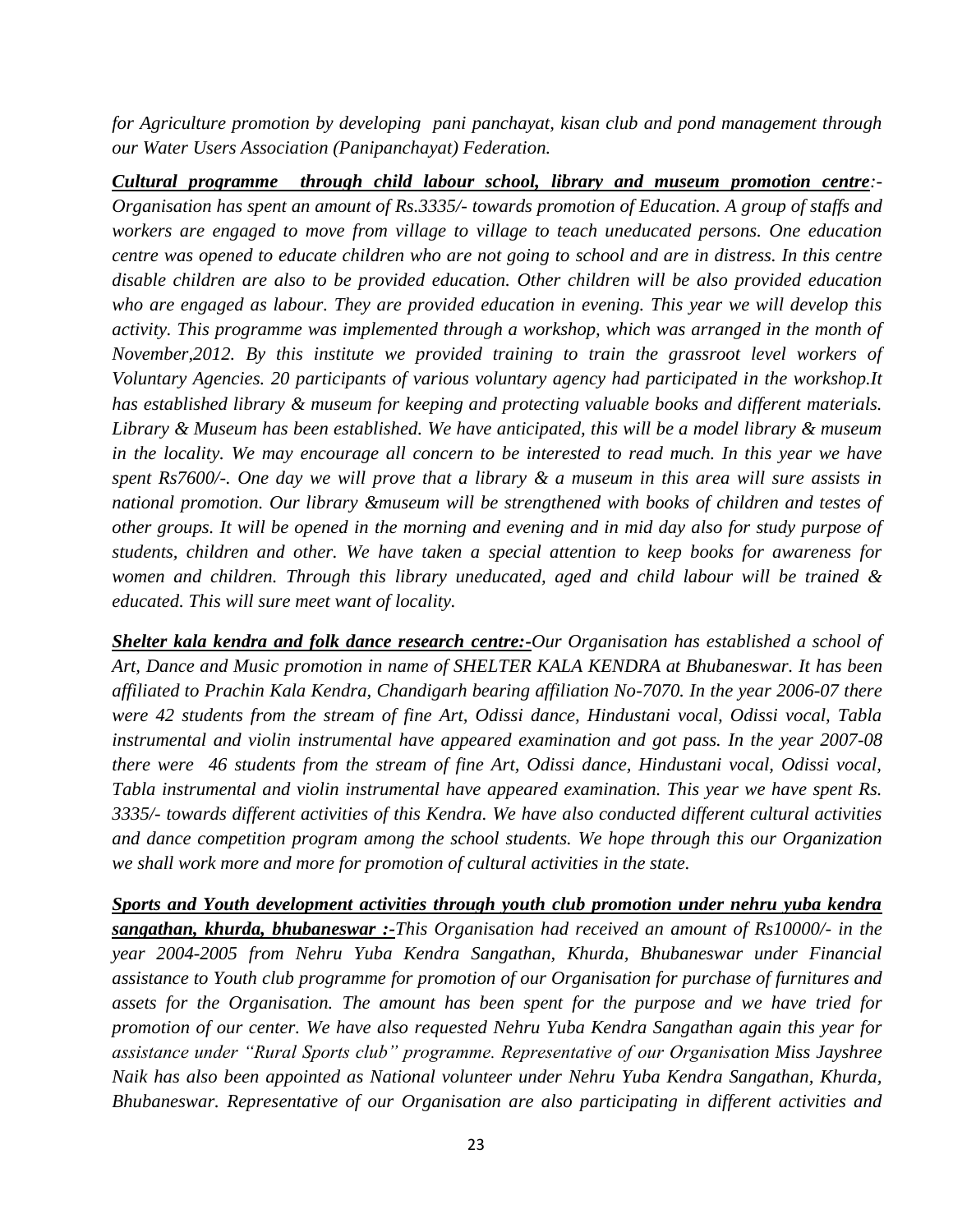*for Agriculture promotion by developing pani panchayat, kisan club and pond management through our Water Users Association (Panipanchayat) Federation.*

***Cultural programme through child labour school, library and museum promotion centre**:- Organisation has spent an amount of Rs.3335/- towards promotion of Education. A group of staffs and workers are engaged to move from village to village to teach uneducated persons. One education centre was opened to educate children who are not going to school and are in distress. In this centre disable children are also to be provided education. Other children will be also provided education who are engaged as labour. They are provided education in evening. This year we will develop this activity. This programme was implemented through a workshop, which was arranged in the month of November,2012. By this institute we provided training to train the grassroot level workers of Voluntary Agencies. 20 participants of various voluntary agency had participated in the workshop.It has established library & museum for keeping and protecting valuable books and different materials. Library & Museum has been established. We have anticipated, this will be a model library & museum in the locality. We may encourage all concern to be interested to read much. In this year we have spent Rs7600/-. One day we will prove that a library & a museum in this area will sure assists in national promotion. Our library &museum will be strengthened with books of children and testes of other groups. It will be opened in the morning and evening and in mid day also for study purpose of students, children and other. We have taken a special attention to keep books for awareness for women and children. Through this library uneducated, aged and child labour will be trained & educated. This will sure meet want of locality.*

***Shelter kala kendra and folk dance research centre:-**Our Organisation has established a school of Art, Dance and Music promotion in name of SHELTER KALA KENDRA at Bhubaneswar. It has been affiliated to Prachin Kala Kendra, Chandigarh bearing affiliation No-7070. In the year 2006-07 there were 42 students from the stream of fine Art, Odissi dance, Hindustani vocal, Odissi vocal, Tabla instrumental and violin instrumental have appeared examination and got pass. In the year 2007-08 there were 46 students from the stream of fine Art, Odissi dance, Hindustani vocal, Odissi vocal, Tabla instrumental and violin instrumental have appeared examination. This year we have spent Rs. 3335/- towards different activities of this Kendra. We have also conducted different cultural activities and dance competition program among the school students. We hope through this our Organization we shall work more and more for promotion of cultural activities in the state.*

***Sports and Youth development activities through youth club promotion under nehru yuba kendra sangathan, khurda, bhubaneswar :-**This Organisation had received an amount of Rs10000/- in the year 2004-2005 from Nehru Yuba Kendra Sangathan, Khurda, Bhubaneswar under Financial assistance to Youth club programme for promotion of our Organisation for purchase of furnitures and assets for the Organisation. The amount has been spent for the purpose and we have tried for promotion of our center. We have also requested Nehru Yuba Kendra Sangathan again this year for assistance under "Rural Sports club" programme. Representative of our Organisation Miss Jayshree Naik has also been appointed as National volunteer under Nehru Yuba Kendra Sangathan, Khurda, Bhubaneswar. Representative of our Organisation are also participating in different activities and*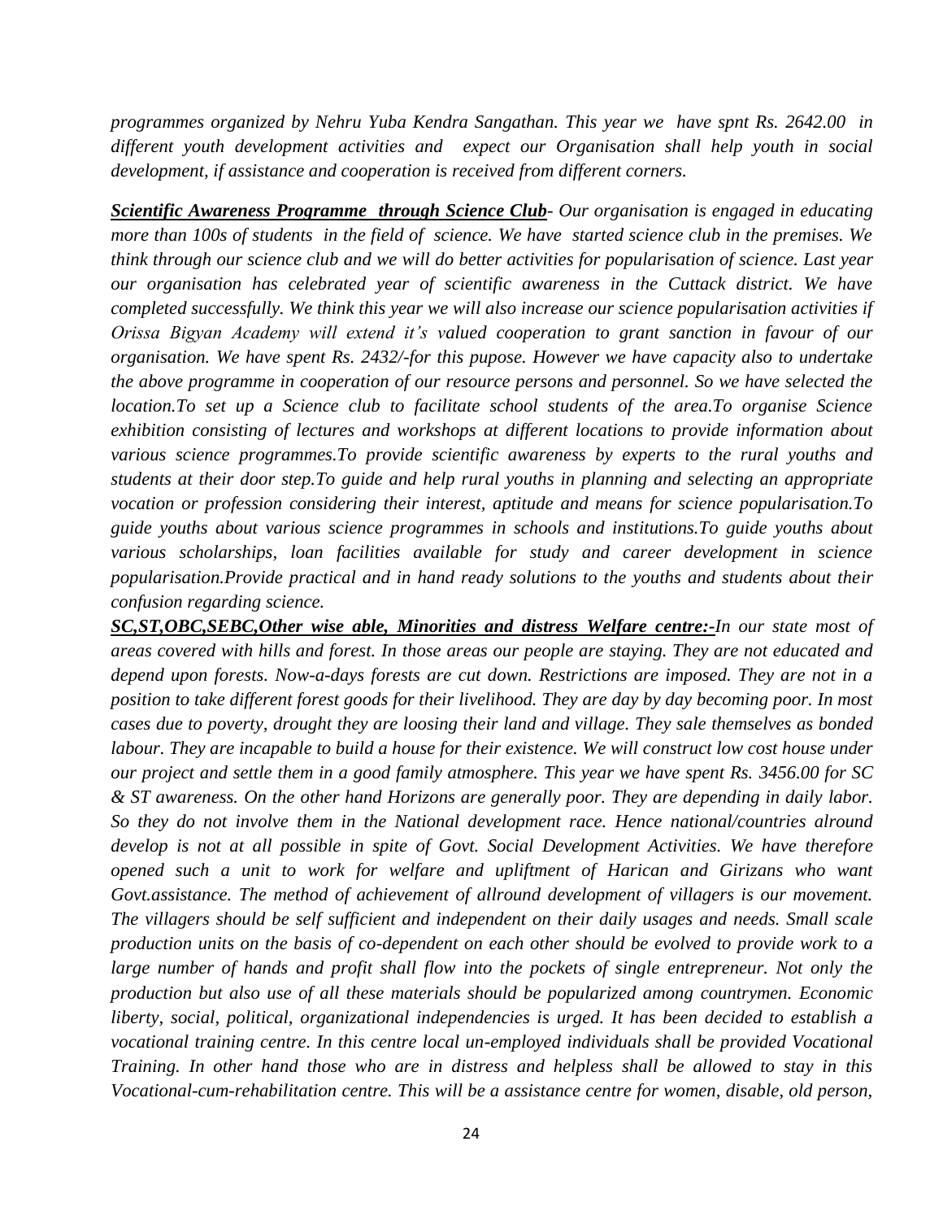*programmes organized by Nehru Yuba Kendra Sangathan. This year we have spnt Rs. 2642.00 in different youth development activities and expect our Organisation shall help youth in social development, if assistance and cooperation is received from different corners.*

***Scientific Awareness Programme through Science Club****- Our organisation is engaged in educating more than 100s of students in the field of science. We have started science club in the premises. We think through our science club and we will do better activities for popularisation of science. Last year our organisation has celebrated year of scientific awareness in the Cuttack district. We have completed successfully. We think this year we will also increase our science popularisation activities if Orissa Bigyan Academy will extend it's valued cooperation to grant sanction in favour of our organisation. We have spent Rs. 2432/-for this pupose. However we have capacity also to undertake the above programme in cooperation of our resource persons and personnel. So we have selected the location.To set up a Science club to facilitate school students of the area.To organise Science exhibition consisting of lectures and workshops at different locations to provide information about various science programmes.To provide scientific awareness by experts to the rural youths and students at their door step.To guide and help rural youths in planning and selecting an appropriate vocation or profession considering their interest, aptitude and means for science popularisation.To guide youths about various science programmes in schools and institutions.To guide youths about various scholarships, loan facilities available for study and career development in science popularisation.Provide practical and in hand ready solutions to the youths and students about their confusion regarding science.*

***SC,ST,OBC,SEBC,Other wise able, Minorities and distress Welfare centre:-****In our state most of areas covered with hills and forest. In those areas our people are staying. They are not educated and depend upon forests. Now-a-days forests are cut down. Restrictions are imposed. They are not in a position to take different forest goods for their livelihood. They are day by day becoming poor. In most cases due to poverty, drought they are loosing their land and village. They sale themselves as bonded labour. They are incapable to build a house for their existence. We will construct low cost house under our project and settle them in a good family atmosphere. This year we have spent Rs. 3456.00 for SC & ST awareness. On the other hand Horizons are generally poor. They are depending in daily labor. So they do not involve them in the National development race. Hence national/countries alround develop is not at all possible in spite of Govt. Social Development Activities. We have therefore opened such a unit to work for welfare and upliftment of Harican and Girizans who want Govt.assistance. The method of achievement of allround development of villagers is our movement. The villagers should be self sufficient and independent on their daily usages and needs. Small scale production units on the basis of co-dependent on each other should be evolved to provide work to a large number of hands and profit shall flow into the pockets of single entrepreneur. Not only the production but also use of all these materials should be popularized among countrymen. Economic liberty, social, political, organizational independencies is urged. It has been decided to establish a vocational training centre. In this centre local un-employed individuals shall be provided Vocational Training. In other hand those who are in distress and helpless shall be allowed to stay in this Vocational-cum-rehabilitation centre. This will be a assistance centre for women, disable, old person,*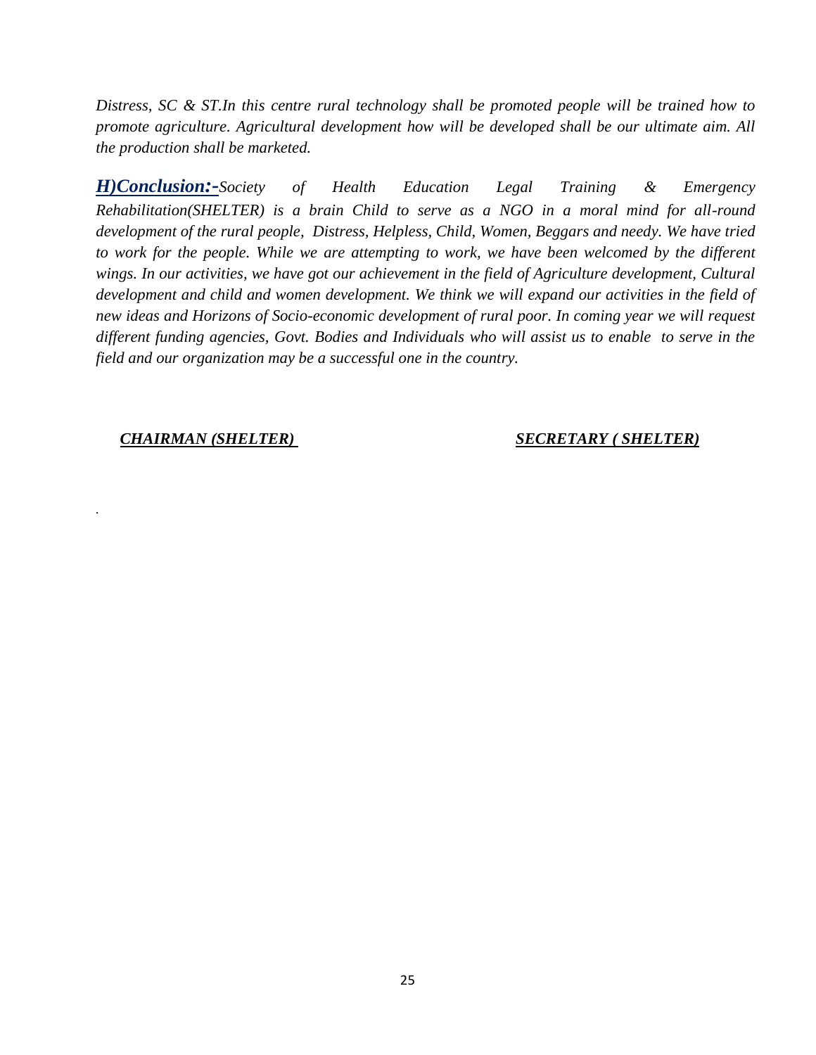*Distress, SC & ST.In this centre rural technology shall be promoted people will be trained how to promote agriculture. Agricultural development how will be developed shall be our ultimate aim. All the production shall be marketed.*

***H)Conclusion:-****Society of Health Education Legal Training & Emergency Rehabilitation(SHELTER) is a brain Child to serve as a NGO in a moral mind for all-round development of the rural people, Distress, Helpless, Child, Women, Beggars and needy. We have tried to work for the people. While we are attempting to work, we have been welcomed by the different wings. In our activities, we have got our achievement in the field of Agriculture development, Cultural development and child and women development. We think we will expand our activities in the field of new ideas and Horizons of Socio-economic development of rural poor. In coming year we will request different funding agencies, Govt. Bodies and Individuals who will assist us to enable to serve in the field and our organization may be a successful one in the country.*

***CHAIRMAN (SHELTER)*** ***SECRETARY ( SHELTER)***